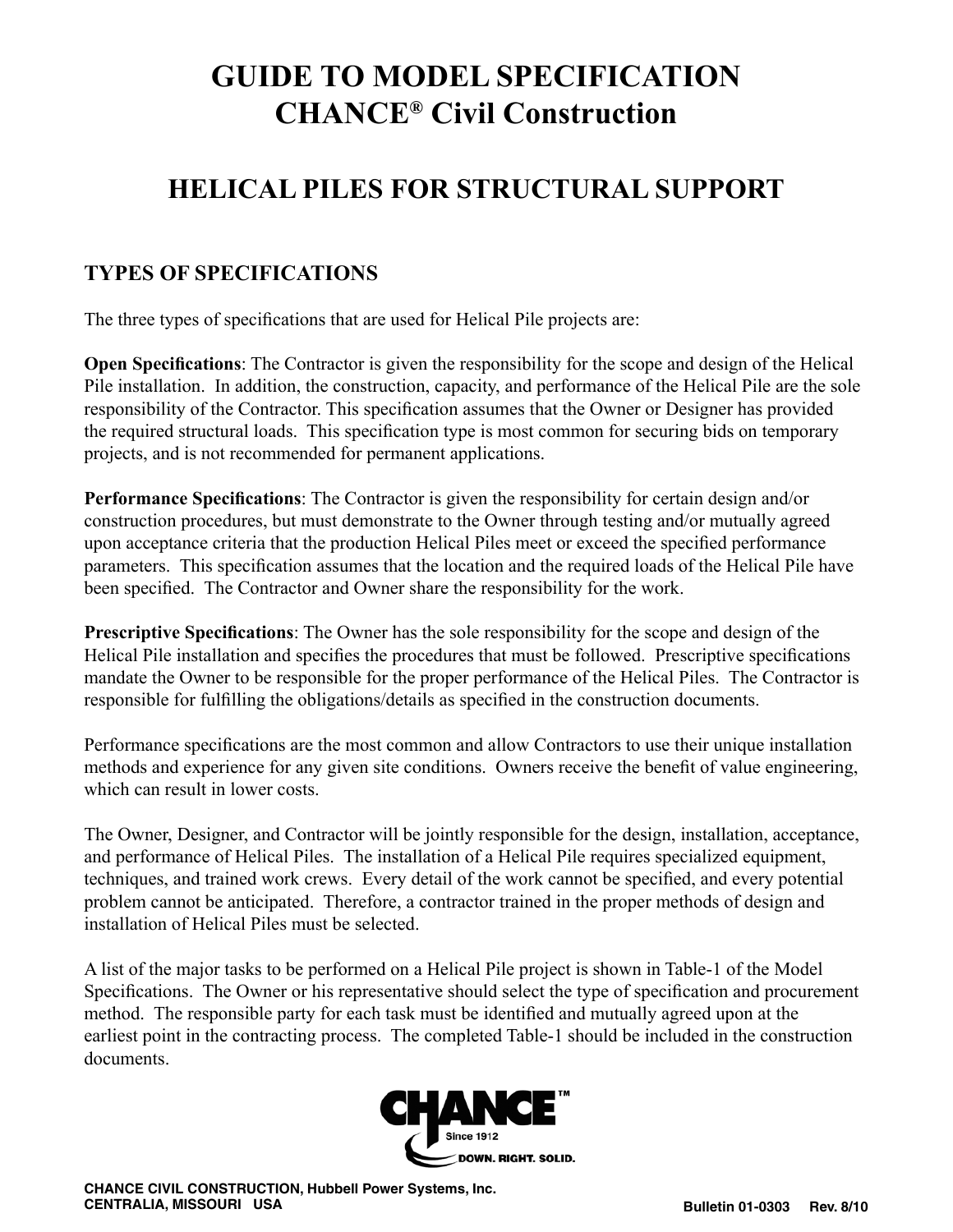# GUIDE TO MODEL SPECIFICATION
# CHANCE® Civil Construction

## HELICAL PILES FOR STRUCTURAL SUPPORT

### TYPES OF SPECIFICATIONS

The three types of specifications that are used for Helical Pile projects are:

**Open Specifications**: The Contractor is given the responsibility for the scope and design of the Helical Pile installation. In addition, the construction, capacity, and performance of the Helical Pile are the sole responsibility of the Contractor. This specification assumes that the Owner or Designer has provided the required structural loads. This specification type is most common for securing bids on temporary projects, and is not recommended for permanent applications.

**Performance Specifications**: The Contractor is given the responsibility for certain design and/or construction procedures, but must demonstrate to the Owner through testing and/or mutually agreed upon acceptance criteria that the production Helical Piles meet or exceed the specified performance parameters. This specification assumes that the location and the required loads of the Helical Pile have been specified. The Contractor and Owner share the responsibility for the work.

**Prescriptive Specifications**: The Owner has the sole responsibility for the scope and design of the Helical Pile installation and specifies the procedures that must be followed. Prescriptive specifications mandate the Owner to be responsible for the proper performance of the Helical Piles. The Contractor is responsible for fulfilling the obligations/details as specified in the construction documents.

Performance specifications are the most common and allow Contractors to use their unique installation methods and experience for any given site conditions. Owners receive the benefit of value engineering, which can result in lower costs.

The Owner, Designer, and Contractor will be jointly responsible for the design, installation, acceptance, and performance of Helical Piles. The installation of a Helical Pile requires specialized equipment, techniques, and trained work crews. Every detail of the work cannot be specified, and every potential problem cannot be anticipated. Therefore, a contractor trained in the proper methods of design and installation of Helical Piles must be selected.

A list of the major tasks to be performed on a Helical Pile project is shown in Table-1 of the Model Specifications. The Owner or his representative should select the type of specification and procurement method. The responsible party for each task must be identified and mutually agreed upon at the earliest point in the contracting process. The completed Table-1 should be included in the construction documents.

CHANCE™ Since 1912 DOWN. RIGHT. SOLID.

CHANCE CIVIL CONSTRUCTION, Hubbell Power Systems, Inc.
CENTRALIA, MISSOURI USA

Bulletin 01-0303 Rev. 8/10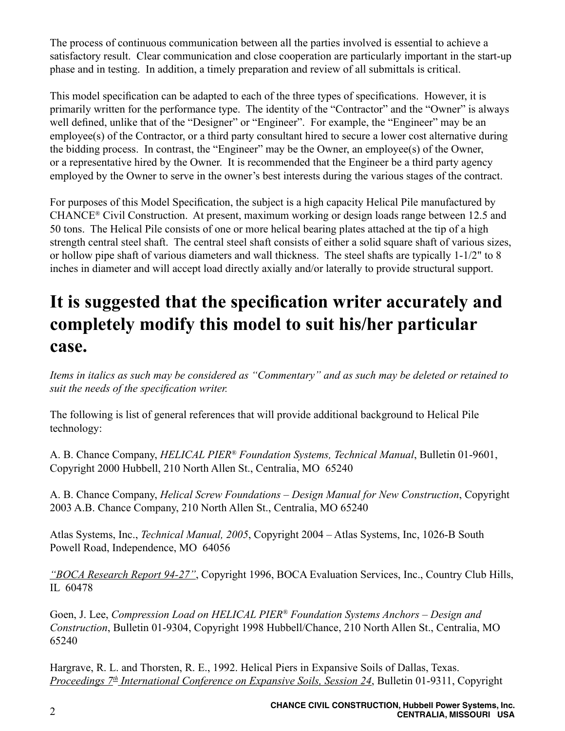The process of continuous communication between all the parties involved is essential to achieve a satisfactory result. Clear communication and close cooperation are particularly important in the start-up phase and in testing. In addition, a timely preparation and review of all submittals is critical.

This model specification can be adapted to each of the three types of specifications. However, it is primarily written for the performance type. The identity of the "Contractor" and the "Owner" is always well defined, unlike that of the "Designer" or "Engineer". For example, the "Engineer" may be an employee(s) of the Contractor, or a third party consultant hired to secure a lower cost alternative during the bidding process. In contrast, the "Engineer" may be the Owner, an employee(s) of the Owner, or a representative hired by the Owner. It is recommended that the Engineer be a third party agency employed by the Owner to serve in the owner's best interests during the various stages of the contract.

For purposes of this Model Specification, the subject is a high capacity Helical Pile manufactured by CHANCE® Civil Construction. At present, maximum working or design loads range between 12.5 and 50 tons. The Helical Pile consists of one or more helical bearing plates attached at the tip of a high strength central steel shaft. The central steel shaft consists of either a solid square shaft of various sizes, or hollow pipe shaft of various diameters and wall thickness. The steel shafts are typically 1-1/2" to 8 inches in diameter and will accept load directly axially and/or laterally to provide structural support.

# It is suggested that the specification writer accurately and completely modify this model to suit his/her particular case.

*Items in italics as such may be considered as "Commentary" and as such may be deleted or retained to suit the needs of the specification writer.*

The following is list of general references that will provide additional background to Helical Pile technology:

A. B. Chance Company, *HELICAL PIER® Foundation Systems, Technical Manual*, Bulletin 01-9601, Copyright 2000 Hubbell, 210 North Allen St., Centralia, MO 65240

A. B. Chance Company, *Helical Screw Foundations – Design Manual for New Construction*, Copyright 2003 A.B. Chance Company, 210 North Allen St., Centralia, MO 65240

Atlas Systems, Inc., *Technical Manual, 2005*, Copyright 2004 – Atlas Systems, Inc, 1026-B South Powell Road, Independence, MO 64056

*"BOCA Research Report 94-27"*, Copyright 1996, BOCA Evaluation Services, Inc., Country Club Hills, IL 60478

Goen, J. Lee, *Compression Load on HELICAL PIER® Foundation Systems Anchors – Design and Construction*, Bulletin 01-9304, Copyright 1998 Hubbell/Chance, 210 North Allen St., Centralia, MO 65240

Hargrave, R. L. and Thorsten, R. E., 1992. Helical Piers in Expansive Soils of Dallas, Texas. *Proceedings 7th International Conference on Expansive Soils, Session 24*, Bulletin 01-9311, Copyright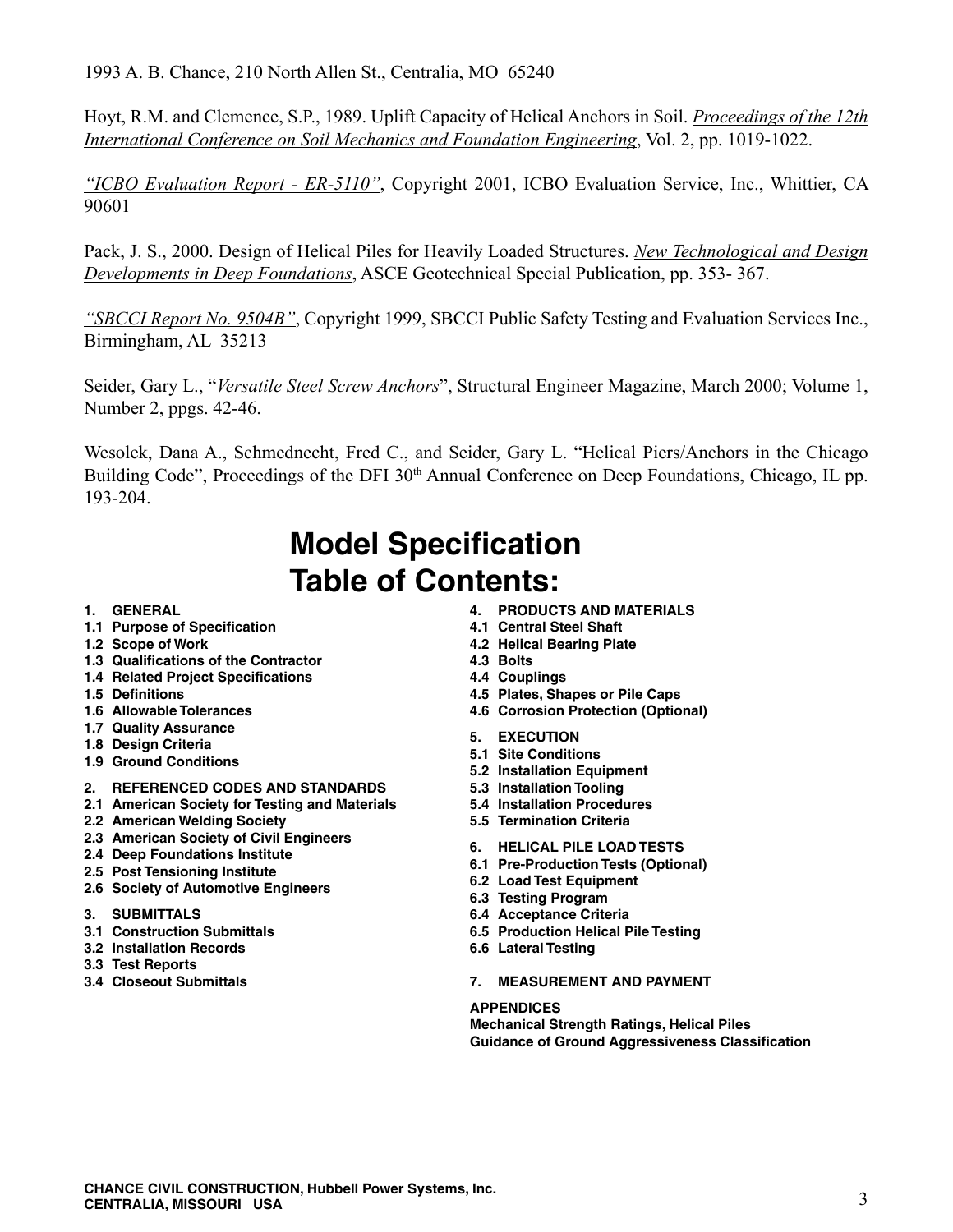1993 A. B. Chance, 210 North Allen St., Centralia, MO 65240

Hoyt, R.M. and Clemence, S.P., 1989. Uplift Capacity of Helical Anchors in Soil. *Proceedings of the 12th International Conference on Soil Mechanics and Foundation Engineering*, Vol. 2, pp. 1019-1022.

*"ICBO Evaluation Report - ER-5110"*, Copyright 2001, ICBO Evaluation Service, Inc., Whittier, CA 90601

Pack, J. S., 2000. Design of Helical Piles for Heavily Loaded Structures. *New Technological and Design Developments in Deep Foundations*, ASCE Geotechnical Special Publication, pp. 353- 367.

*"SBCCI Report No. 9504B"*, Copyright 1999, SBCCI Public Safety Testing and Evaluation Services Inc., Birmingham, AL 35213

Seider, Gary L., "*Versatile Steel Screw Anchors*", Structural Engineer Magazine, March 2000; Volume 1, Number 2, ppgs. 42-46.

Wesolek, Dana A., Schmednecht, Fred C., and Seider, Gary L. "Helical Piers/Anchors in the Chicago Building Code", Proceedings of the DFI 30th Annual Conference on Deep Foundations, Chicago, IL pp. 193-204.

# Model Specification Table of Contents:

**1. GENERAL**
**1.1 Purpose of Specification**
**1.2 Scope of Work**
**1.3 Qualifications of the Contractor**
**1.4 Related Project Specifications**
**1.5 Definitions**
**1.6 Allowable Tolerances**
**1.7 Quality Assurance**
**1.8 Design Criteria**
**1.9 Ground Conditions**

**2. REFERENCED CODES AND STANDARDS**
**2.1 American Society for Testing and Materials**
**2.2 American Welding Society**
**2.3 American Society of Civil Engineers**
**2.4 Deep Foundations Institute**
**2.5 Post Tensioning Institute**
**2.6 Society of Automotive Engineers**

**3. SUBMITTALS**
**3.1 Construction Submittals**
**3.2 Installation Records**
**3.3 Test Reports**
**3.4 Closeout Submittals**

**4. PRODUCTS AND MATERIALS**
**4.1 Central Steel Shaft**
**4.2 Helical Bearing Plate**
**4.3 Bolts**
**4.4 Couplings**
**4.5 Plates, Shapes or Pile Caps**
**4.6 Corrosion Protection (Optional)**

**5. EXECUTION**
**5.1 Site Conditions**
**5.2 Installation Equipment**
**5.3 Installation Tooling**
**5.4 Installation Procedures**
**5.5 Termination Criteria**

**6. HELICAL PILE LOAD TESTS**
**6.1 Pre-Production Tests (Optional)**
**6.2 Load Test Equipment**
**6.3 Testing Program**
**6.4 Acceptance Criteria**
**6.5 Production Helical Pile Testing**
**6.6 Lateral Testing**

**7. MEASUREMENT AND PAYMENT**

**APPENDICES**
**Mechanical Strength Ratings, Helical Piles**
**Guidance of Ground Aggressiveness Classification**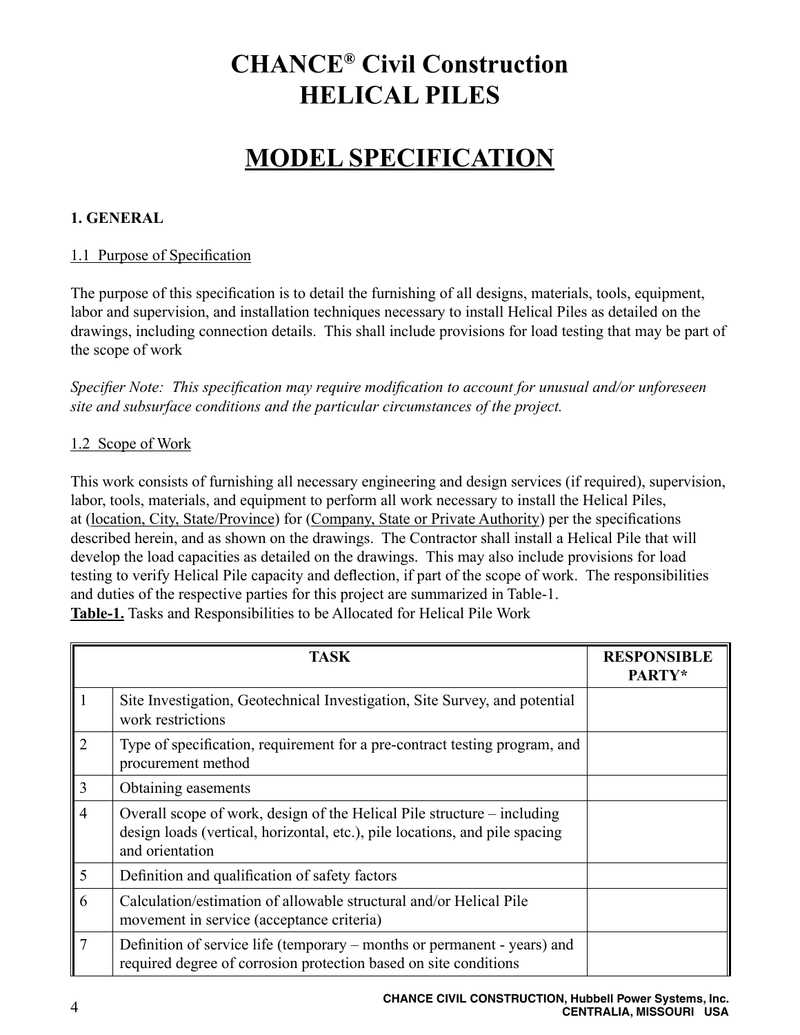# CHANCE® Civil Construction HELICAL PILES

# MODEL SPECIFICATION

## 1. GENERAL

### 1.1 Purpose of Specification

The purpose of this specification is to detail the furnishing of all designs, materials, tools, equipment, labor and supervision, and installation techniques necessary to install Helical Piles as detailed on the drawings, including connection details. This shall include provisions for load testing that may be part of the scope of work

*Specifier Note: This specification may require modification to account for unusual and/or unforeseen site and subsurface conditions and the particular circumstances of the project.*

### 1.2 Scope of Work

This work consists of furnishing all necessary engineering and design services (if required), supervision, labor, tools, materials, and equipment to perform all work necessary to install the Helical Piles, at (location, City, State/Province) for (Company, State or Private Authority) per the specifications described herein, and as shown on the drawings. The Contractor shall install a Helical Pile that will develop the load capacities as detailed on the drawings. This may also include provisions for load testing to verify Helical Pile capacity and deflection, if part of the scope of work. The responsibilities and duties of the respective parties for this project are summarized in Table-1.

**Table-1.** Tasks and Responsibilities to be Allocated for Helical Pile Work

| TASK | | RESPONSIBLE PARTY* |
|---|---|---|
| 1 | Site Investigation, Geotechnical Investigation, Site Survey, and potential work restrictions | |
| 2 | Type of specification, requirement for a pre-contract testing program, and procurement method | |
| 3 | Obtaining easements | |
| 4 | Overall scope of work, design of the Helical Pile structure – including design loads (vertical, horizontal, etc.), pile locations, and pile spacing and orientation | |
| 5 | Definition and qualification of safety factors | |
| 6 | Calculation/estimation of allowable structural and/or Helical Pile movement in service (acceptance criteria) | |
| 7 | Definition of service life (temporary – months or permanent - years) and required degree of corrosion protection based on site conditions | |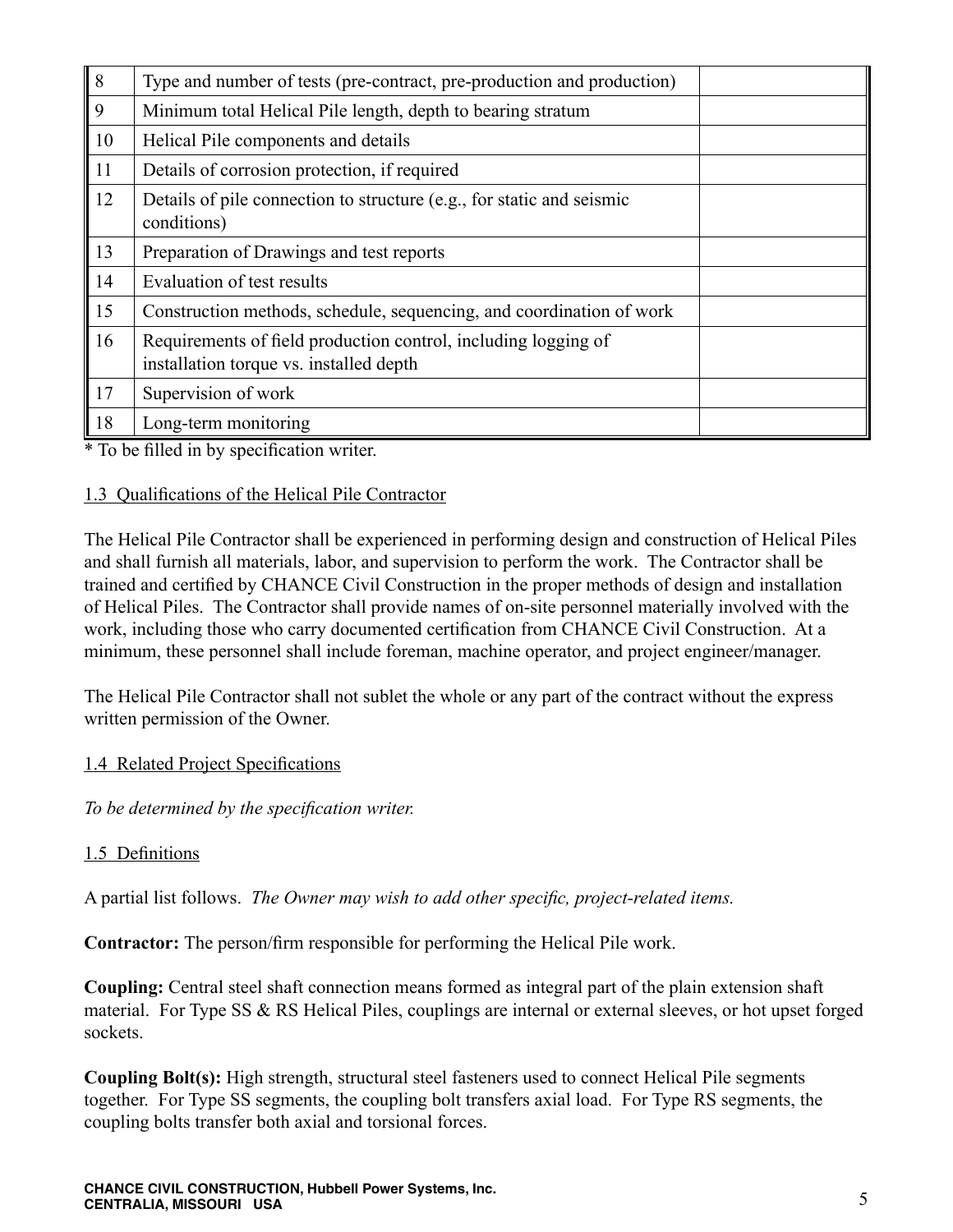| | | |
|---|---|---|
| 8 | Type and number of tests (pre-contract, pre-production and production) | |
| 9 | Minimum total Helical Pile length, depth to bearing stratum | |
| 10 | Helical Pile components and details | |
| 11 | Details of corrosion protection, if required | |
| 12 | Details of pile connection to structure (e.g., for static and seismic conditions) | |
| 13 | Preparation of Drawings and test reports | |
| 14 | Evaluation of test results | |
| 15 | Construction methods, schedule, sequencing, and coordination of work | |
| 16 | Requirements of field production control, including logging of installation torque vs. installed depth | |
| 17 | Supervision of work | |
| 18 | Long-term monitoring | |

* To be filled in by specification writer.

1.3 Qualifications of the Helical Pile Contractor

The Helical Pile Contractor shall be experienced in performing design and construction of Helical Piles and shall furnish all materials, labor, and supervision to perform the work. The Contractor shall be trained and certified by CHANCE Civil Construction in the proper methods of design and installation of Helical Piles. The Contractor shall provide names of on-site personnel materially involved with the work, including those who carry documented certification from CHANCE Civil Construction. At a minimum, these personnel shall include foreman, machine operator, and project engineer/manager.

The Helical Pile Contractor shall not sublet the whole or any part of the contract without the express written permission of the Owner.

1.4 Related Project Specifications

*To be determined by the specification writer.*

1.5 Definitions

A partial list follows. *The Owner may wish to add other specific, project-related items.*

**Contractor:** The person/firm responsible for performing the Helical Pile work.

**Coupling:** Central steel shaft connection means formed as integral part of the plain extension shaft material. For Type SS & RS Helical Piles, couplings are internal or external sleeves, or hot upset forged sockets.

**Coupling Bolt(s):** High strength, structural steel fasteners used to connect Helical Pile segments together. For Type SS segments, the coupling bolt transfers axial load. For Type RS segments, the coupling bolts transfer both axial and torsional forces.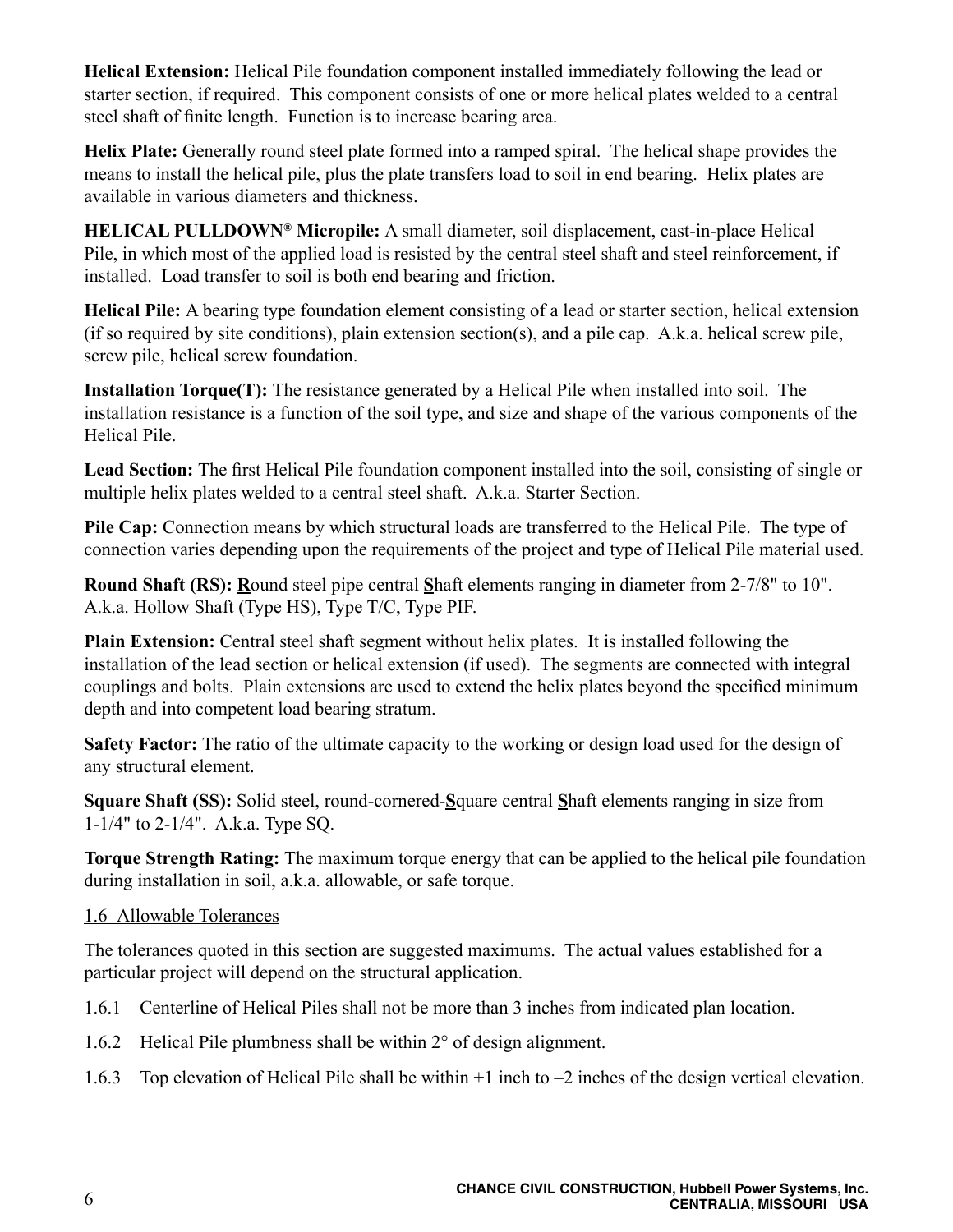**Helical Extension:** Helical Pile foundation component installed immediately following the lead or starter section, if required. This component consists of one or more helical plates welded to a central steel shaft of finite length. Function is to increase bearing area.

**Helix Plate:** Generally round steel plate formed into a ramped spiral. The helical shape provides the means to install the helical pile, plus the plate transfers load to soil in end bearing. Helix plates are available in various diameters and thickness.

**HELICAL PULLDOWN® Micropile:** A small diameter, soil displacement, cast-in-place Helical Pile, in which most of the applied load is resisted by the central steel shaft and steel reinforcement, if installed. Load transfer to soil is both end bearing and friction.

**Helical Pile:** A bearing type foundation element consisting of a lead or starter section, helical extension (if so required by site conditions), plain extension section(s), and a pile cap. A.k.a. helical screw pile, screw pile, helical screw foundation.

**Installation Torque(T):** The resistance generated by a Helical Pile when installed into soil. The installation resistance is a function of the soil type, and size and shape of the various components of the Helical Pile.

**Lead Section:** The first Helical Pile foundation component installed into the soil, consisting of single or multiple helix plates welded to a central steel shaft. A.k.a. Starter Section.

**Pile Cap:** Connection means by which structural loads are transferred to the Helical Pile. The type of connection varies depending upon the requirements of the project and type of Helical Pile material used.

**Round Shaft (RS):** **R**ound steel pipe central **S**haft elements ranging in diameter from 2-7/8" to 10". A.k.a. Hollow Shaft (Type HS), Type T/C, Type PIF.

**Plain Extension:** Central steel shaft segment without helix plates. It is installed following the installation of the lead section or helical extension (if used). The segments are connected with integral couplings and bolts. Plain extensions are used to extend the helix plates beyond the specified minimum depth and into competent load bearing stratum.

**Safety Factor:** The ratio of the ultimate capacity to the working or design load used for the design of any structural element.

**Square Shaft (SS):** Solid steel, round-cornered-**S**quare central **S**haft elements ranging in size from 1-1/4" to 2-1/4". A.k.a. Type SQ.

**Torque Strength Rating:** The maximum torque energy that can be applied to the helical pile foundation during installation in soil, a.k.a. allowable, or safe torque.

1.6 Allowable Tolerances

The tolerances quoted in this section are suggested maximums. The actual values established for a particular project will depend on the structural application.

1.6.1 Centerline of Helical Piles shall not be more than 3 inches from indicated plan location.

1.6.2 Helical Pile plumbness shall be within 2° of design alignment.

1.6.3 Top elevation of Helical Pile shall be within +1 inch to –2 inches of the design vertical elevation.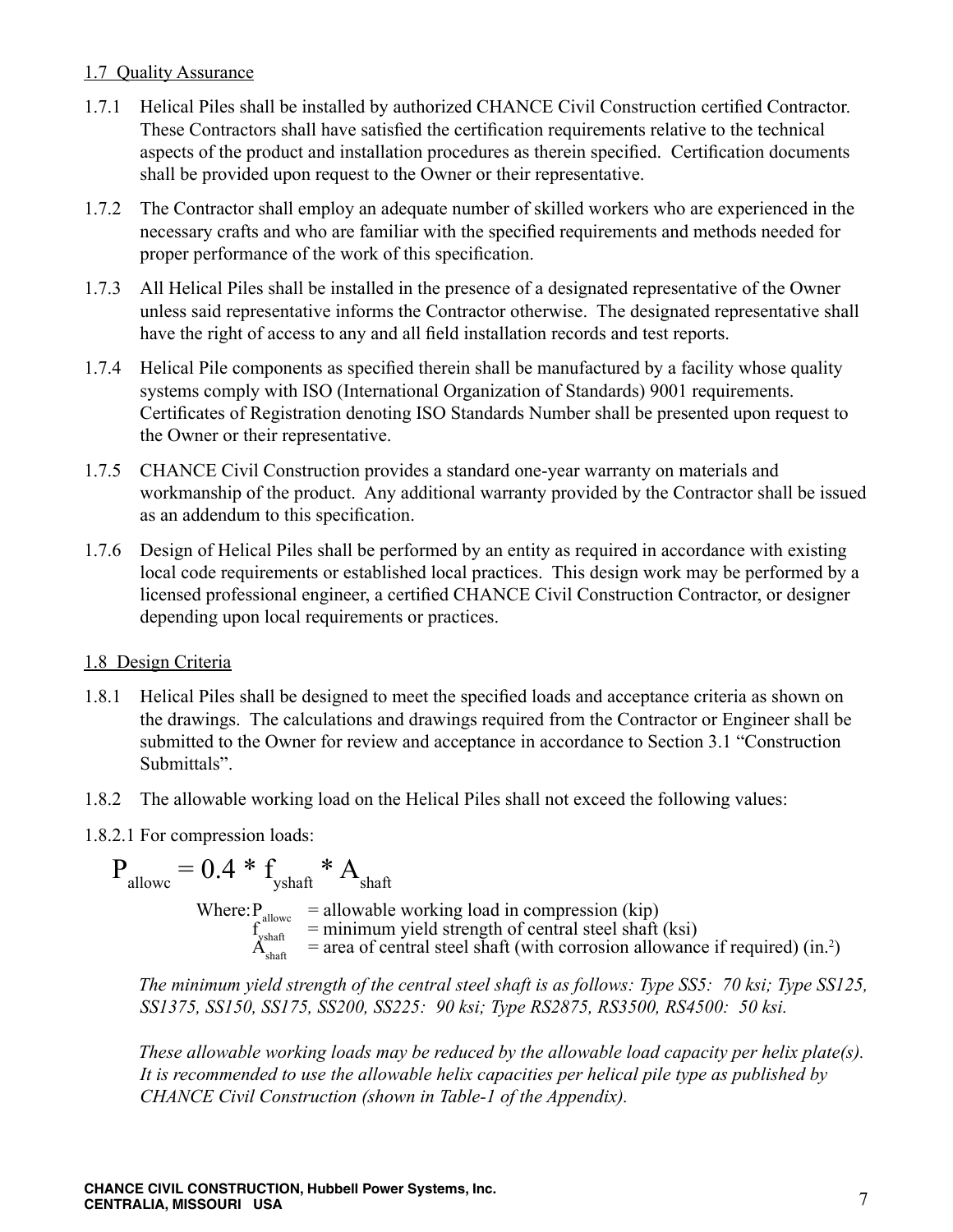1.7 Quality Assurance

1.7.1 Helical Piles shall be installed by authorized CHANCE Civil Construction certified Contractor. These Contractors shall have satisfied the certification requirements relative to the technical aspects of the product and installation procedures as therein specified. Certification documents shall be provided upon request to the Owner or their representative.

1.7.2 The Contractor shall employ an adequate number of skilled workers who are experienced in the necessary crafts and who are familiar with the specified requirements and methods needed for proper performance of the work of this specification.

1.7.3 All Helical Piles shall be installed in the presence of a designated representative of the Owner unless said representative informs the Contractor otherwise. The designated representative shall have the right of access to any and all field installation records and test reports.

1.7.4 Helical Pile components as specified therein shall be manufactured by a facility whose quality systems comply with ISO (International Organization of Standards) 9001 requirements. Certificates of Registration denoting ISO Standards Number shall be presented upon request to the Owner or their representative.

1.7.5 CHANCE Civil Construction provides a standard one-year warranty on materials and workmanship of the product. Any additional warranty provided by the Contractor shall be issued as an addendum to this specification.

1.7.6 Design of Helical Piles shall be performed by an entity as required in accordance with existing local code requirements or established local practices. This design work may be performed by a licensed professional engineer, a certified CHANCE Civil Construction Contractor, or designer depending upon local requirements or practices.

1.8 Design Criteria

1.8.1 Helical Piles shall be designed to meet the specified loads and acceptance criteria as shown on the drawings. The calculations and drawings required from the Contractor or Engineer shall be submitted to the Owner for review and acceptance in accordance to Section 3.1 "Construction Submittals".

1.8.2 The allowable working load on the Helical Piles shall not exceed the following values:

1.8.2.1 For compression loads:

$$P_{allowc} = 0.4 * f_{yshaft} * A_{shaft}$$

Where: $P_{allowc}$ = allowable working load in compression (kip)
$f_{yshaft}$ = minimum yield strength of central steel shaft (ksi)
$A_{shaft}$ = area of central steel shaft (with corrosion allowance if required) (in.$^2$)

*The minimum yield strength of the central steel shaft is as follows: Type SS5: 70 ksi; Type SS125, SS1375, SS150, SS175, SS200, SS225: 90 ksi; Type RS2875, RS3500, RS4500: 50 ksi.*

*These allowable working loads may be reduced by the allowable load capacity per helix plate(s). It is recommended to use the allowable helix capacities per helical pile type as published by CHANCE Civil Construction (shown in Table-1 of the Appendix).*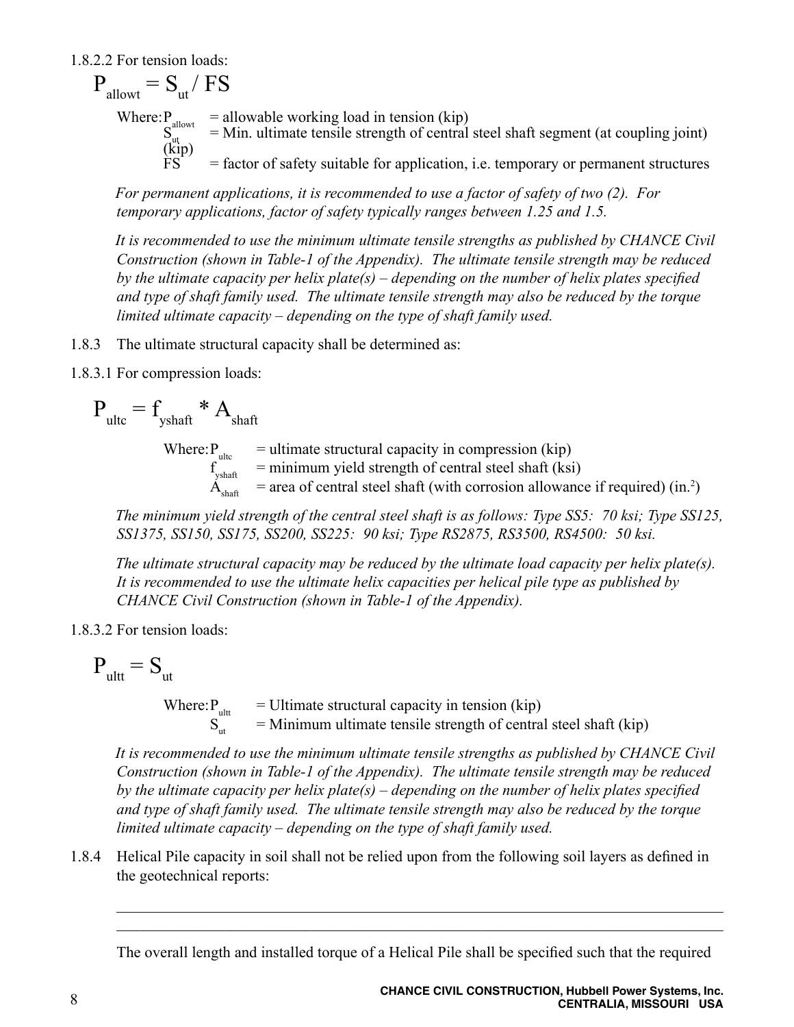1.8.2.2 For tension loads:

$$P_{allowt} = S_{ut} / FS$$

Where: $P_{allowt}$ = allowable working load in tension (kip)
$S_{ut}$ = Min. ultimate tensile strength of central steel shaft segment (at coupling joint) (kip)
FS = factor of safety suitable for application, i.e. temporary or permanent structures

*For permanent applications, it is recommended to use a factor of safety of two (2). For temporary applications, factor of safety typically ranges between 1.25 and 1.5.*

*It is recommended to use the minimum ultimate tensile strengths as published by CHANCE Civil Construction (shown in Table-1 of the Appendix). The ultimate tensile strength may be reduced by the ultimate capacity per helix plate(s) – depending on the number of helix plates specified and type of shaft family used. The ultimate tensile strength may also be reduced by the torque limited ultimate capacity – depending on the type of shaft family used.*

1.8.3 The ultimate structural capacity shall be determined as:

1.8.3.1 For compression loads:

$$P_{ultc} = f_{yshaft} * A_{shaft}$$

Where: $P_{ultc}$ = ultimate structural capacity in compression (kip)
$f_{yshaft}$ = minimum yield strength of central steel shaft (ksi)
$A_{shaft}$ = area of central steel shaft (with corrosion allowance if required) (in.$^2$)

*The minimum yield strength of the central steel shaft is as follows: Type SS5: 70 ksi; Type SS125, SS1375, SS150, SS175, SS200, SS225: 90 ksi; Type RS2875, RS3500, RS4500: 50 ksi.*

*The ultimate structural capacity may be reduced by the ultimate load capacity per helix plate(s). It is recommended to use the ultimate helix capacities per helical pile type as published by CHANCE Civil Construction (shown in Table-1 of the Appendix).*

1.8.3.2 For tension loads:

$$P_{ultt} = S_{ut}$$

Where: $P_{ultt}$ = Ultimate structural capacity in tension (kip)
$S_{ut}$ = Minimum ultimate tensile strength of central steel shaft (kip)

*It is recommended to use the minimum ultimate tensile strengths as published by CHANCE Civil Construction (shown in Table-1 of the Appendix). The ultimate tensile strength may be reduced by the ultimate capacity per helix plate(s) – depending on the number of helix plates specified and type of shaft family used. The ultimate tensile strength may also be reduced by the torque limited ultimate capacity – depending on the type of shaft family used.*

1.8.4 Helical Pile capacity in soil shall not be relied upon from the following soil layers as defined in the geotechnical reports:

\_\_\_\_\_\_\_\_\_\_\_\_\_\_\_\_\_\_\_\_\_\_\_\_\_\_\_\_\_\_\_\_\_\_\_\_\_\_\_\_\_\_\_\_\_\_\_\_\_\_\_\_\_\_\_\_\_\_\_\_\_\_\_\_\_\_\_\_\_\_\_\_

\_\_\_\_\_\_\_\_\_\_\_\_\_\_\_\_\_\_\_\_\_\_\_\_\_\_\_\_\_\_\_\_\_\_\_\_\_\_\_\_\_\_\_\_\_\_\_\_\_\_\_\_\_\_\_\_\_\_\_\_\_\_\_\_\_\_\_\_\_\_\_\_

The overall length and installed torque of a Helical Pile shall be specified such that the required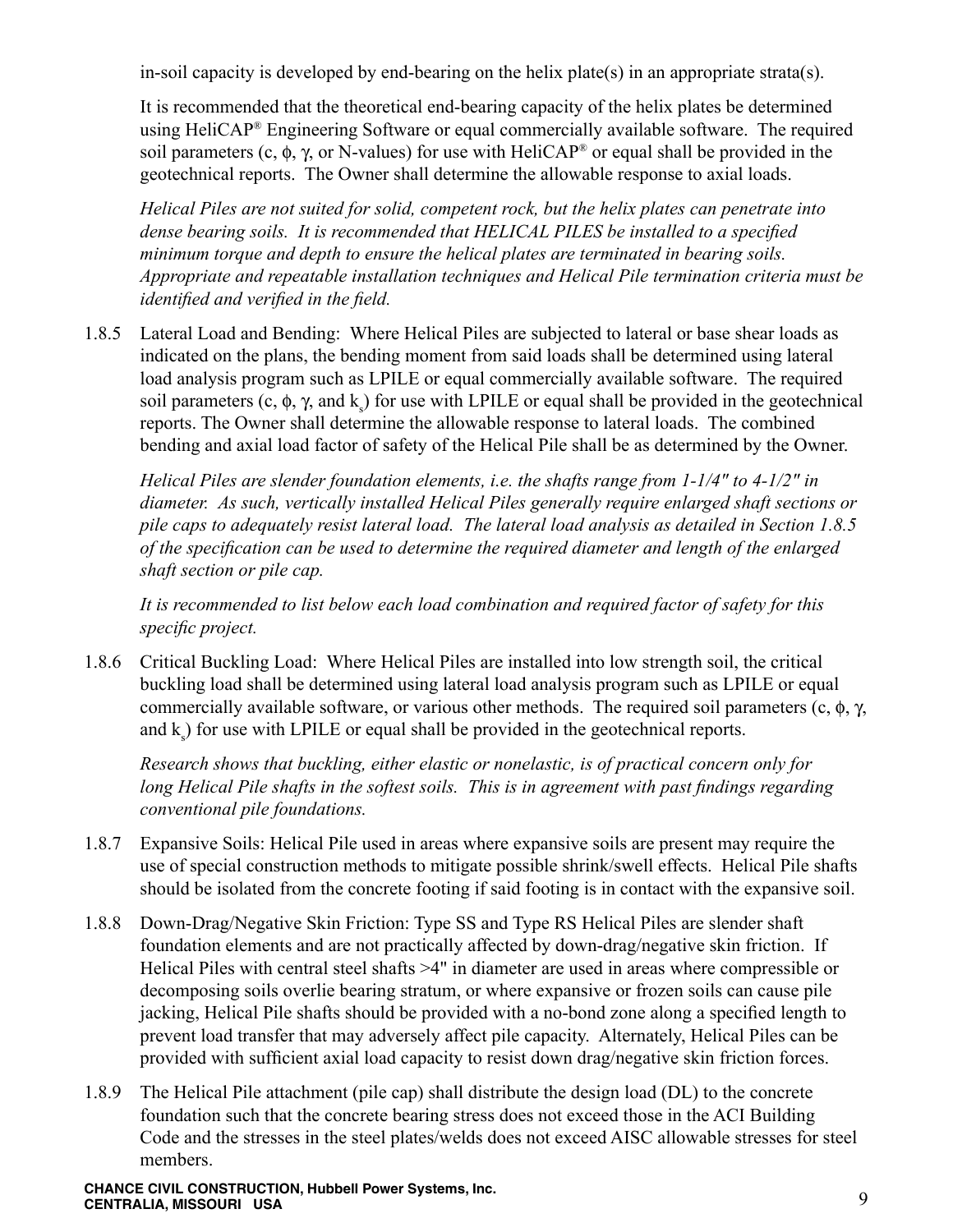in-soil capacity is developed by end-bearing on the helix plate(s) in an appropriate strata(s).

It is recommended that the theoretical end-bearing capacity of the helix plates be determined using HeliCAP® Engineering Software or equal commercially available software. The required soil parameters (c, ϕ, γ, or N-values) for use with HeliCAP® or equal shall be provided in the geotechnical reports. The Owner shall determine the allowable response to axial loads.

*Helical Piles are not suited for solid, competent rock, but the helix plates can penetrate into dense bearing soils. It is recommended that HELICAL PILES be installed to a specified minimum torque and depth to ensure the helical plates are terminated in bearing soils. Appropriate and repeatable installation techniques and Helical Pile termination criteria must be identified and verified in the field.*

1.8.5 Lateral Load and Bending: Where Helical Piles are subjected to lateral or base shear loads as indicated on the plans, the bending moment from said loads shall be determined using lateral load analysis program such as LPILE or equal commercially available software. The required soil parameters (c, ϕ, γ, and $k_s$) for use with LPILE or equal shall be provided in the geotechnical reports. The Owner shall determine the allowable response to lateral loads. The combined bending and axial load factor of safety of the Helical Pile shall be as determined by the Owner.

*Helical Piles are slender foundation elements, i.e. the shafts range from 1-1/4" to 4-1/2" in diameter. As such, vertically installed Helical Piles generally require enlarged shaft sections or pile caps to adequately resist lateral load. The lateral load analysis as detailed in Section 1.8.5 of the specification can be used to determine the required diameter and length of the enlarged shaft section or pile cap.*

*It is recommended to list below each load combination and required factor of safety for this specific project.*

1.8.6 Critical Buckling Load: Where Helical Piles are installed into low strength soil, the critical buckling load shall be determined using lateral load analysis program such as LPILE or equal commercially available software, or various other methods. The required soil parameters (c, ϕ, γ, and $k_s$) for use with LPILE or equal shall be provided in the geotechnical reports.

*Research shows that buckling, either elastic or nonelastic, is of practical concern only for long Helical Pile shafts in the softest soils. This is in agreement with past findings regarding conventional pile foundations.*

1.8.7 Expansive Soils: Helical Pile used in areas where expansive soils are present may require the use of special construction methods to mitigate possible shrink/swell effects. Helical Pile shafts should be isolated from the concrete footing if said footing is in contact with the expansive soil.

1.8.8 Down-Drag/Negative Skin Friction: Type SS and Type RS Helical Piles are slender shaft foundation elements and are not practically affected by down-drag/negative skin friction. If Helical Piles with central steel shafts >4" in diameter are used in areas where compressible or decomposing soils overlie bearing stratum, or where expansive or frozen soils can cause pile jacking, Helical Pile shafts should be provided with a no-bond zone along a specified length to prevent load transfer that may adversely affect pile capacity. Alternately, Helical Piles can be provided with sufficient axial load capacity to resist down drag/negative skin friction forces.

1.8.9 The Helical Pile attachment (pile cap) shall distribute the design load (DL) to the concrete foundation such that the concrete bearing stress does not exceed those in the ACI Building Code and the stresses in the steel plates/welds does not exceed AISC allowable stresses for steel members.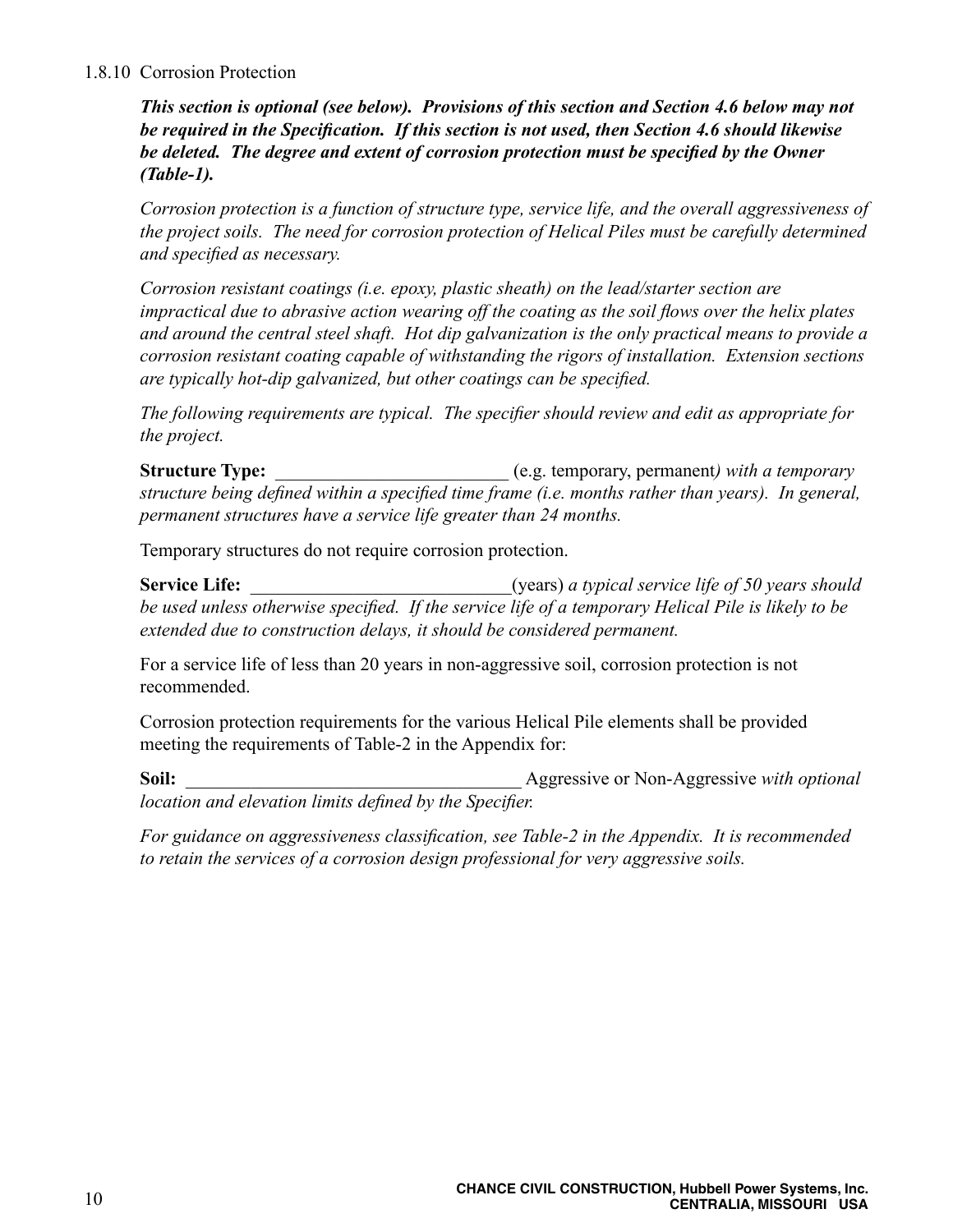1.8.10 Corrosion Protection

***This section is optional (see below). Provisions of this section and Section 4.6 below may not be required in the Specification. If this section is not used, then Section 4.6 should likewise be deleted. The degree and extent of corrosion protection must be specified by the Owner (Table-1).***

*Corrosion protection is a function of structure type, service life, and the overall aggressiveness of the project soils. The need for corrosion protection of Helical Piles must be carefully determined and specified as necessary.*

*Corrosion resistant coatings (i.e. epoxy, plastic sheath) on the lead/starter section are impractical due to abrasive action wearing off the coating as the soil flows over the helix plates and around the central steel shaft. Hot dip galvanization is the only practical means to provide a corrosion resistant coating capable of withstanding the rigors of installation. Extension sections are typically hot-dip galvanized, but other coatings can be specified.*

*The following requirements are typical. The specifier should review and edit as appropriate for the project.*

**Structure Type:** _________________________ (e.g. temporary, permanent*) with a temporary structure being defined within a specified time frame (i.e. months rather than years). In general, permanent structures have a service life greater than 24 months.*

Temporary structures do not require corrosion protection.

**Service Life:** ____________________________(years) *a typical service life of 50 years should be used unless otherwise specified. If the service life of a temporary Helical Pile is likely to be extended due to construction delays, it should be considered permanent.*

For a service life of less than 20 years in non-aggressive soil, corrosion protection is not recommended.

Corrosion protection requirements for the various Helical Pile elements shall be provided meeting the requirements of Table-2 in the Appendix for:

**Soil:** ____________________________________ Aggressive or Non-Aggressive *with optional location and elevation limits defined by the Specifier.*

*For guidance on aggressiveness classification, see Table-2 in the Appendix. It is recommended to retain the services of a corrosion design professional for very aggressive soils.*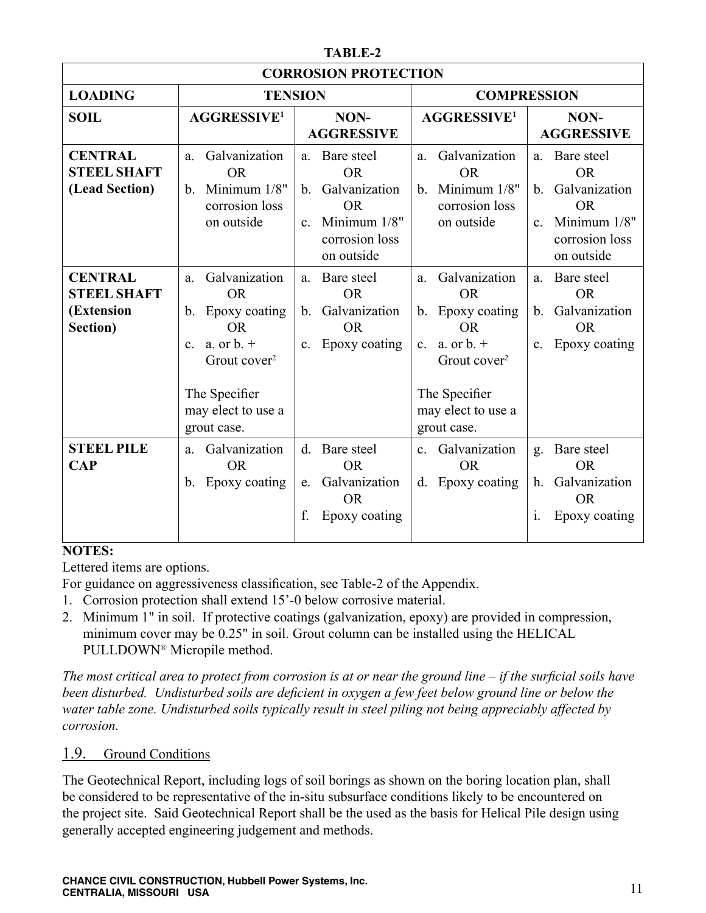**TABLE-2**

| CORROSION PROTECTION | | | | |
|---|---|---|---|---|
| **LOADING** | **TENSION** | | **COMPRESSION** | |
| **SOIL** | **AGGRESSIVE[1]** | **NON-AGGRESSIVE** | **AGGRESSIVE[1]** | **NON-AGGRESSIVE** |
| **CENTRAL STEEL SHAFT (Lead Section)** | a. Galvanization OR b. Minimum 1/8" corrosion loss on outside | a. Bare steel OR b. Galvanization OR c. Minimum 1/8" corrosion loss on outside | a. Galvanization OR b. Minimum 1/8" corrosion loss on outside | a. Bare steel OR b. Galvanization OR c. Minimum 1/8" corrosion loss on outside |
| **CENTRAL STEEL SHAFT (Extension Section)** | a. Galvanization OR b. Epoxy coating OR c. a. or b. + Grout cover[2] The Specifier may elect to use a grout case. | a. Bare steel OR b. Galvanization OR c. Epoxy coating | a. Galvanization OR b. Epoxy coating OR c. a. or b. + Grout cover[2] The Specifier may elect to use a grout case. | a. Bare steel OR b. Galvanization OR c. Epoxy coating |
| **STEEL PILE CAP** | a. Galvanization OR b. Epoxy coating | d. Bare steel OR e. Galvanization OR f. Epoxy coating | c. Galvanization OR d. Epoxy coating | g. Bare steel OR h. Galvanization OR i. Epoxy coating |

**NOTES:**

Lettered items are options.

For guidance on aggressiveness classification, see Table-2 of the Appendix.

1. Corrosion protection shall extend 15'-0 below corrosive material.
2. Minimum 1" in soil. If protective coatings (galvanization, epoxy) are provided in compression, minimum cover may be 0.25" in soil. Grout column can be installed using the HELICAL PULLDOWN® Micropile method.

*The most critical area to protect from corrosion is at or near the ground line – if the surficial soils have been disturbed. Undisturbed soils are deficient in oxygen a few feet below ground line or below the water table zone. Undisturbed soils typically result in steel piling not being appreciably affected by corrosion.*

## 1.9. Ground Conditions

The Geotechnical Report, including logs of soil borings as shown on the boring location plan, shall be considered to be representative of the in-situ subsurface conditions likely to be encountered on the project site. Said Geotechnical Report shall be the used as the basis for Helical Pile design using generally accepted engineering judgement and methods.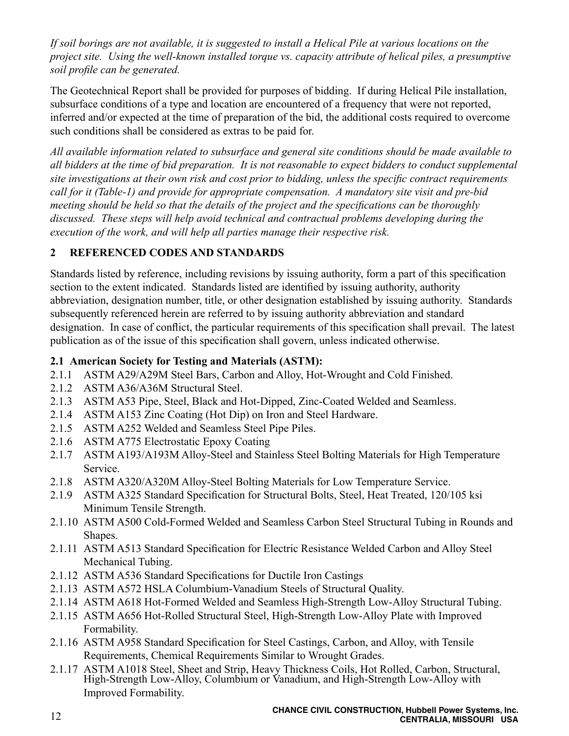*If soil borings are not available, it is suggested to install a Helical Pile at various locations on the project site. Using the well-known installed torque vs. capacity attribute of helical piles, a presumptive soil profile can be generated.*

The Geotechnical Report shall be provided for purposes of bidding. If during Helical Pile installation, subsurface conditions of a type and location are encountered of a frequency that were not reported, inferred and/or expected at the time of preparation of the bid, the additional costs required to overcome such conditions shall be considered as extras to be paid for.

*All available information related to subsurface and general site conditions should be made available to all bidders at the time of bid preparation. It is not reasonable to expect bidders to conduct supplemental site investigations at their own risk and cost prior to bidding, unless the specific contract requirements call for it (Table-1) and provide for appropriate compensation. A mandatory site visit and pre-bid meeting should be held so that the details of the project and the specifications can be thoroughly discussed. These steps will help avoid technical and contractual problems developing during the execution of the work, and will help all parties manage their respective risk.*

## 2 REFERENCED CODES AND STANDARDS

Standards listed by reference, including revisions by issuing authority, form a part of this specification section to the extent indicated. Standards listed are identified by issuing authority, authority abbreviation, designation number, title, or other designation established by issuing authority. Standards subsequently referenced herein are referred to by issuing authority abbreviation and standard designation. In case of conflict, the particular requirements of this specification shall prevail. The latest publication as of the issue of this specification shall govern, unless indicated otherwise.

### 2.1 American Society for Testing and Materials (ASTM):

2.1.1 ASTM A29/A29M Steel Bars, Carbon and Alloy, Hot-Wrought and Cold Finished.
2.1.2 ASTM A36/A36M Structural Steel.
2.1.3 ASTM A53 Pipe, Steel, Black and Hot-Dipped, Zinc-Coated Welded and Seamless.
2.1.4 ASTM A153 Zinc Coating (Hot Dip) on Iron and Steel Hardware.
2.1.5 ASTM A252 Welded and Seamless Steel Pipe Piles.
2.1.6 ASTM A775 Electrostatic Epoxy Coating
2.1.7 ASTM A193/A193M Alloy-Steel and Stainless Steel Bolting Materials for High Temperature Service.
2.1.8 ASTM A320/A320M Alloy-Steel Bolting Materials for Low Temperature Service.
2.1.9 ASTM A325 Standard Specification for Structural Bolts, Steel, Heat Treated, 120/105 ksi Minimum Tensile Strength.
2.1.10 ASTM A500 Cold-Formed Welded and Seamless Carbon Steel Structural Tubing in Rounds and Shapes.
2.1.11 ASTM A513 Standard Specification for Electric Resistance Welded Carbon and Alloy Steel Mechanical Tubing.
2.1.12 ASTM A536 Standard Specifications for Ductile Iron Castings
2.1.13 ASTM A572 HSLA Columbium-Vanadium Steels of Structural Quality.
2.1.14 ASTM A618 Hot-Formed Welded and Seamless High-Strength Low-Alloy Structural Tubing.
2.1.15 ASTM A656 Hot-Rolled Structural Steel, High-Strength Low-Alloy Plate with Improved Formability.
2.1.16 ASTM A958 Standard Specification for Steel Castings, Carbon, and Alloy, with Tensile Requirements, Chemical Requirements Similar to Wrought Grades.
2.1.17 ASTM A1018 Steel, Sheet and Strip, Heavy Thickness Coils, Hot Rolled, Carbon, Structural, High-Strength Low-Alloy, Columbium or Vanadium, and High-Strength Low-Alloy with Improved Formability.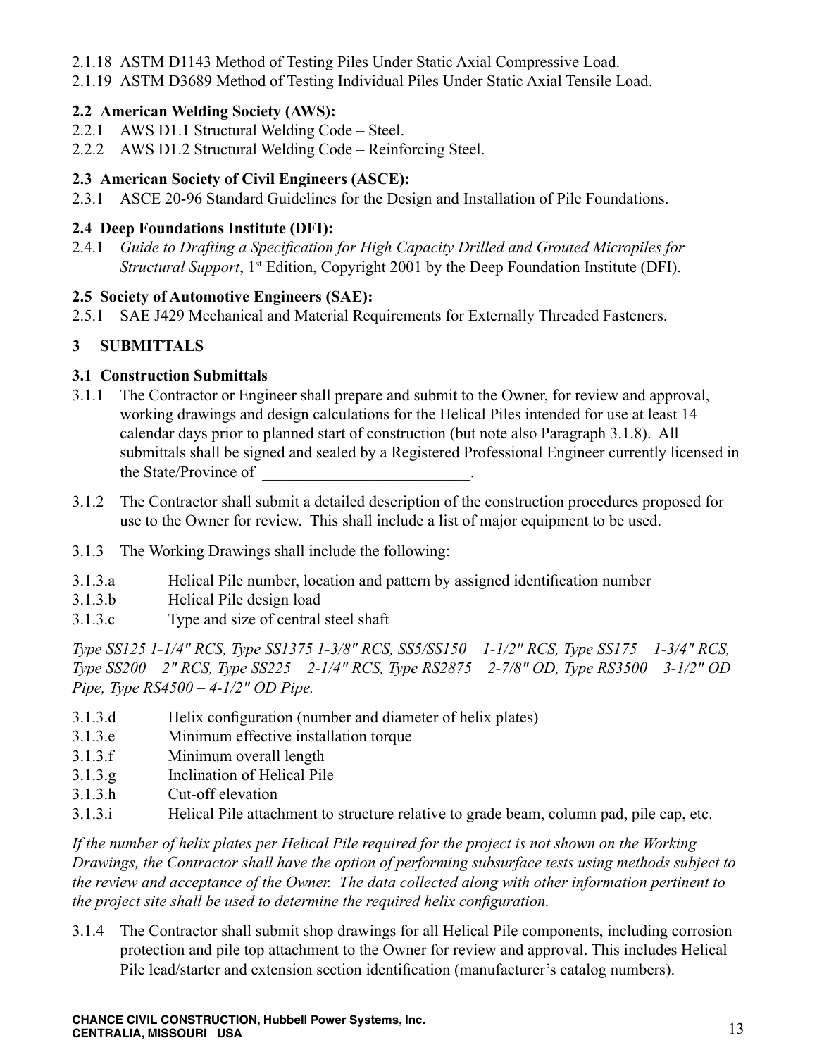2.1.18 ASTM D1143 Method of Testing Piles Under Static Axial Compressive Load.

2.1.19 ASTM D3689 Method of Testing Individual Piles Under Static Axial Tensile Load.

### 2.2 American Welding Society (AWS):

2.2.1 AWS D1.1 Structural Welding Code – Steel.

2.2.2 AWS D1.2 Structural Welding Code – Reinforcing Steel.

### 2.3 American Society of Civil Engineers (ASCE):

2.3.1 ASCE 20-96 Standard Guidelines for the Design and Installation of Pile Foundations.

### 2.4 Deep Foundations Institute (DFI):

2.4.1 *Guide to Drafting a Specification for High Capacity Drilled and Grouted Micropiles for Structural Support*, 1st Edition, Copyright 2001 by the Deep Foundation Institute (DFI).

### 2.5 Society of Automotive Engineers (SAE):

2.5.1 SAE J429 Mechanical and Material Requirements for Externally Threaded Fasteners.

## 3 SUBMITTALS

### 3.1 Construction Submittals

3.1.1 The Contractor or Engineer shall prepare and submit to the Owner, for review and approval, working drawings and design calculations for the Helical Piles intended for use at least 14 calendar days prior to planned start of construction (but note also Paragraph 3.1.8). All submittals shall be signed and sealed by a Registered Professional Engineer currently licensed in the State/Province of __________________________.

3.1.2 The Contractor shall submit a detailed description of the construction procedures proposed for use to the Owner for review. This shall include a list of major equipment to be used.

3.1.3 The Working Drawings shall include the following:

3.1.3.a Helical Pile number, location and pattern by assigned identification number

3.1.3.b Helical Pile design load

3.1.3.c Type and size of central steel shaft

*Type SS125 1-1/4" RCS, Type SS1375 1-3/8" RCS, SS5/SS150 – 1-1/2" RCS, Type SS175 – 1-3/4" RCS, Type SS200 – 2" RCS, Type SS225 – 2-1/4" RCS, Type RS2875 – 2-7/8" OD, Type RS3500 – 3-1/2" OD Pipe, Type RS4500 – 4-1/2" OD Pipe.*

3.1.3.d Helix configuration (number and diameter of helix plates)

3.1.3.e Minimum effective installation torque

3.1.3.f Minimum overall length

3.1.3.g Inclination of Helical Pile

3.1.3.h Cut-off elevation

3.1.3.i Helical Pile attachment to structure relative to grade beam, column pad, pile cap, etc.

*If the number of helix plates per Helical Pile required for the project is not shown on the Working Drawings, the Contractor shall have the option of performing subsurface tests using methods subject to the review and acceptance of the Owner. The data collected along with other information pertinent to the project site shall be used to determine the required helix configuration.*

3.1.4 The Contractor shall submit shop drawings for all Helical Pile components, including corrosion protection and pile top attachment to the Owner for review and approval. This includes Helical Pile lead/starter and extension section identification (manufacturer's catalog numbers).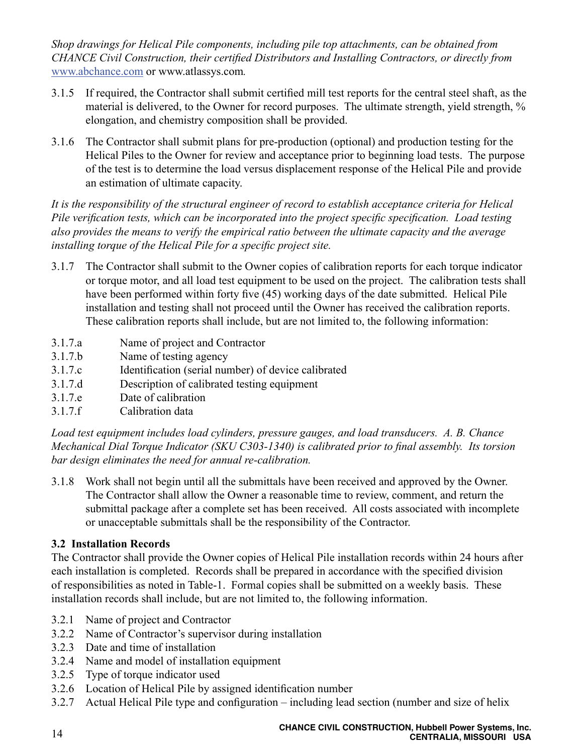*Shop drawings for Helical Pile components, including pile top attachments, can be obtained from CHANCE Civil Construction, their certified Distributors and Installing Contractors, or directly from* www.abchance.com or www.atlassys.com*.*

3.1.5 If required, the Contractor shall submit certified mill test reports for the central steel shaft, as the material is delivered, to the Owner for record purposes. The ultimate strength, yield strength, % elongation, and chemistry composition shall be provided.

3.1.6 The Contractor shall submit plans for pre-production (optional) and production testing for the Helical Piles to the Owner for review and acceptance prior to beginning load tests. The purpose of the test is to determine the load versus displacement response of the Helical Pile and provide an estimation of ultimate capacity.

*It is the responsibility of the structural engineer of record to establish acceptance criteria for Helical Pile verification tests, which can be incorporated into the project specific specification. Load testing also provides the means to verify the empirical ratio between the ultimate capacity and the average installing torque of the Helical Pile for a specific project site.*

3.1.7 The Contractor shall submit to the Owner copies of calibration reports for each torque indicator or torque motor, and all load test equipment to be used on the project. The calibration tests shall have been performed within forty five (45) working days of the date submitted. Helical Pile installation and testing shall not proceed until the Owner has received the calibration reports. These calibration reports shall include, but are not limited to, the following information:

3.1.7.a Name of project and Contractor
3.1.7.b Name of testing agency
3.1.7.c Identification (serial number) of device calibrated
3.1.7.d Description of calibrated testing equipment
3.1.7.e Date of calibration
3.1.7.f Calibration data

*Load test equipment includes load cylinders, pressure gauges, and load transducers. A. B. Chance Mechanical Dial Torque Indicator (SKU C303-1340) is calibrated prior to final assembly. Its torsion bar design eliminates the need for annual re-calibration.*

3.1.8 Work shall not begin until all the submittals have been received and approved by the Owner. The Contractor shall allow the Owner a reasonable time to review, comment, and return the submittal package after a complete set has been received. All costs associated with incomplete or unacceptable submittals shall be the responsibility of the Contractor.

### 3.2 Installation Records

The Contractor shall provide the Owner copies of Helical Pile installation records within 24 hours after each installation is completed. Records shall be prepared in accordance with the specified division of responsibilities as noted in Table-1. Formal copies shall be submitted on a weekly basis. These installation records shall include, but are not limited to, the following information.

3.2.1 Name of project and Contractor
3.2.2 Name of Contractor's supervisor during installation
3.2.3 Date and time of installation
3.2.4 Name and model of installation equipment
3.2.5 Type of torque indicator used
3.2.6 Location of Helical Pile by assigned identification number
3.2.7 Actual Helical Pile type and configuration – including lead section (number and size of helix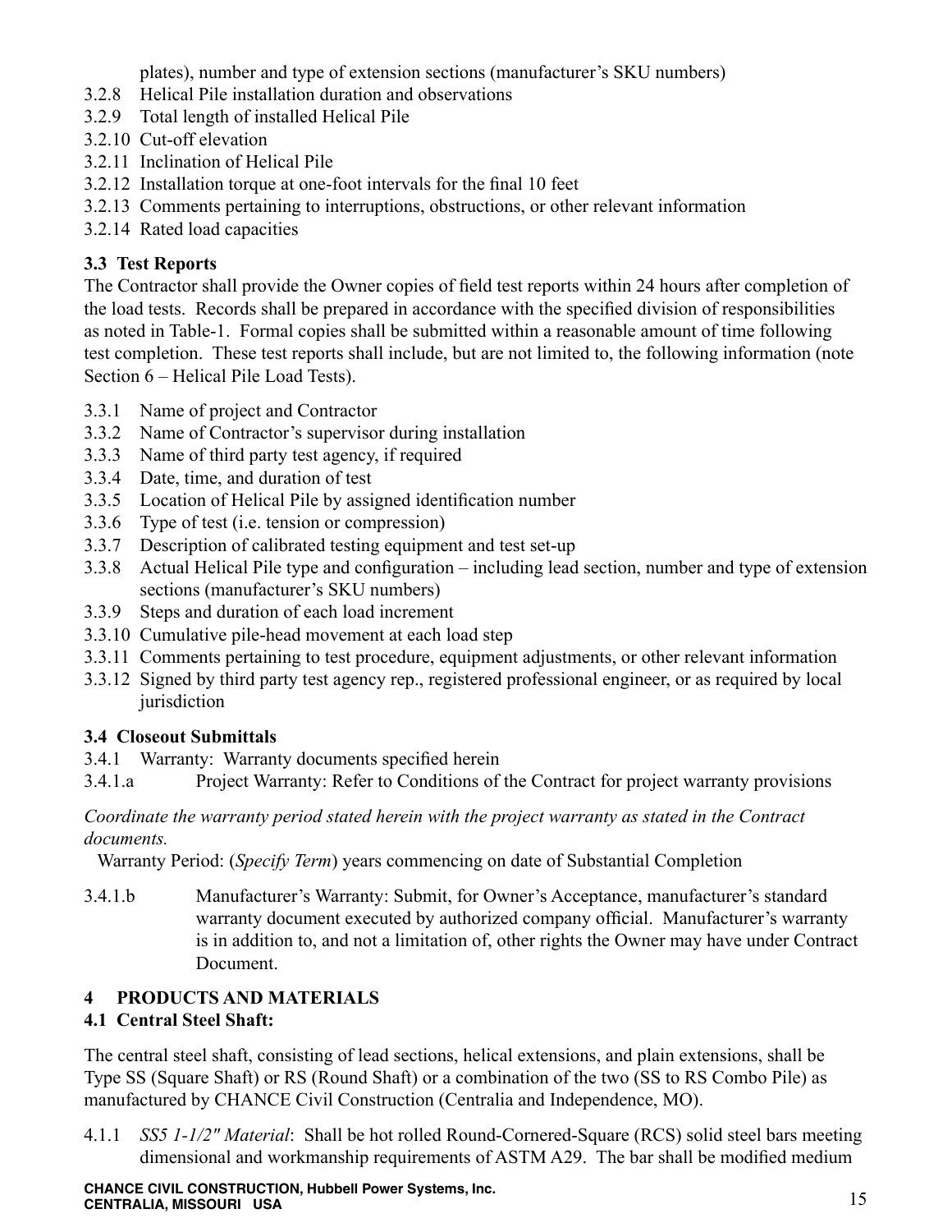plates), number and type of extension sections (manufacturer's SKU numbers)

3.2.8 Helical Pile installation duration and observations
3.2.9 Total length of installed Helical Pile
3.2.10 Cut-off elevation
3.2.11 Inclination of Helical Pile
3.2.12 Installation torque at one-foot intervals for the final 10 feet
3.2.13 Comments pertaining to interruptions, obstructions, or other relevant information
3.2.14 Rated load capacities

### 3.3 Test Reports

The Contractor shall provide the Owner copies of field test reports within 24 hours after completion of the load tests. Records shall be prepared in accordance with the specified division of responsibilities as noted in Table-1. Formal copies shall be submitted within a reasonable amount of time following test completion. These test reports shall include, but are not limited to, the following information (note Section 6 – Helical Pile Load Tests).

3.3.1 Name of project and Contractor
3.3.2 Name of Contractor's supervisor during installation
3.3.3 Name of third party test agency, if required
3.3.4 Date, time, and duration of test
3.3.5 Location of Helical Pile by assigned identification number
3.3.6 Type of test (i.e. tension or compression)
3.3.7 Description of calibrated testing equipment and test set-up
3.3.8 Actual Helical Pile type and configuration – including lead section, number and type of extension sections (manufacturer's SKU numbers)
3.3.9 Steps and duration of each load increment
3.3.10 Cumulative pile-head movement at each load step
3.3.11 Comments pertaining to test procedure, equipment adjustments, or other relevant information
3.3.12 Signed by third party test agency rep., registered professional engineer, or as required by local jurisdiction

### 3.4 Closeout Submittals

3.4.1 Warranty: Warranty documents specified herein
3.4.1.a Project Warranty: Refer to Conditions of the Contract for project warranty provisions

*Coordinate the warranty period stated herein with the project warranty as stated in the Contract documents.*

Warranty Period: (*Specify Term*) years commencing on date of Substantial Completion

3.4.1.b Manufacturer's Warranty: Submit, for Owner's Acceptance, manufacturer's standard warranty document executed by authorized company official. Manufacturer's warranty is in addition to, and not a limitation of, other rights the Owner may have under Contract Document.

## 4 PRODUCTS AND MATERIALS

### 4.1 Central Steel Shaft:

The central steel shaft, consisting of lead sections, helical extensions, and plain extensions, shall be Type SS (Square Shaft) or RS (Round Shaft) or a combination of the two (SS to RS Combo Pile) as manufactured by CHANCE Civil Construction (Centralia and Independence, MO).

4.1.1 *SS5 1-1/2" Material*: Shall be hot rolled Round-Cornered-Square (RCS) solid steel bars meeting dimensional and workmanship requirements of ASTM A29. The bar shall be modified medium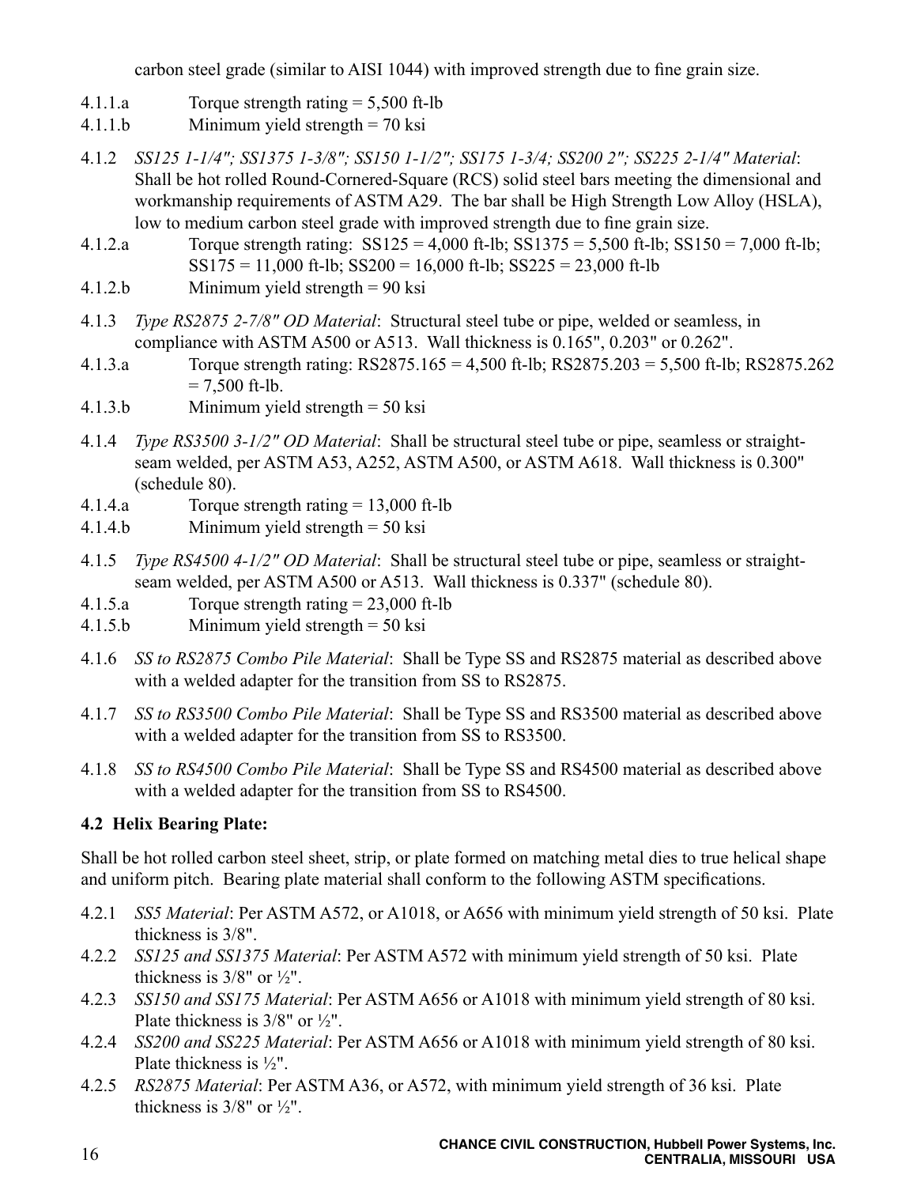carbon steel grade (similar to AISI 1044) with improved strength due to fine grain size.

4.1.1.a Torque strength rating = 5,500 ft-lb

4.1.1.b Minimum yield strength = 70 ksi

4.1.2 *SS125 1-1/4"; SS1375 1-3/8"; SS150 1-1/2"; SS175 1-3/4; SS200 2"; SS225 2-1/4" Material*: Shall be hot rolled Round-Cornered-Square (RCS) solid steel bars meeting the dimensional and workmanship requirements of ASTM A29. The bar shall be High Strength Low Alloy (HSLA), low to medium carbon steel grade with improved strength due to fine grain size.

4.1.2.a Torque strength rating: SS125 = 4,000 ft-lb; SS1375 = 5,500 ft-lb; SS150 = 7,000 ft-lb; SS175 = 11,000 ft-lb; SS200 = 16,000 ft-lb; SS225 = 23,000 ft-lb

4.1.2.b Minimum yield strength = 90 ksi

4.1.3 *Type RS2875 2-7/8" OD Material*: Structural steel tube or pipe, welded or seamless, in compliance with ASTM A500 or A513. Wall thickness is 0.165", 0.203" or 0.262".

4.1.3.a Torque strength rating: RS2875.165 = 4,500 ft-lb; RS2875.203 = 5,500 ft-lb; RS2875.262 = 7,500 ft-lb.

4.1.3.b Minimum yield strength = 50 ksi

4.1.4 *Type RS3500 3-1/2" OD Material*: Shall be structural steel tube or pipe, seamless or straight-seam welded, per ASTM A53, A252, ASTM A500, or ASTM A618. Wall thickness is 0.300" (schedule 80).

4.1.4.a Torque strength rating = 13,000 ft-lb

4.1.4.b Minimum yield strength = 50 ksi

4.1.5 *Type RS4500 4-1/2" OD Material*: Shall be structural steel tube or pipe, seamless or straight-seam welded, per ASTM A500 or A513. Wall thickness is 0.337" (schedule 80).

4.1.5.a Torque strength rating = 23,000 ft-lb

4.1.5.b Minimum yield strength = 50 ksi

4.1.6 *SS to RS2875 Combo Pile Material*: Shall be Type SS and RS2875 material as described above with a welded adapter for the transition from SS to RS2875.

4.1.7 *SS to RS3500 Combo Pile Material*: Shall be Type SS and RS3500 material as described above with a welded adapter for the transition from SS to RS3500.

4.1.8 *SS to RS4500 Combo Pile Material*: Shall be Type SS and RS4500 material as described above with a welded adapter for the transition from SS to RS4500.

### 4.2 Helix Bearing Plate:

Shall be hot rolled carbon steel sheet, strip, or plate formed on matching metal dies to true helical shape and uniform pitch. Bearing plate material shall conform to the following ASTM specifications.

4.2.1 *SS5 Material*: Per ASTM A572, or A1018, or A656 with minimum yield strength of 50 ksi. Plate thickness is 3/8".

4.2.2 *SS125 and SS1375 Material*: Per ASTM A572 with minimum yield strength of 50 ksi. Plate thickness is 3/8" or ½".

4.2.3 *SS150 and SS175 Material*: Per ASTM A656 or A1018 with minimum yield strength of 80 ksi. Plate thickness is 3/8" or ½".

4.2.4 *SS200 and SS225 Material*: Per ASTM A656 or A1018 with minimum yield strength of 80 ksi. Plate thickness is ½".

4.2.5 *RS2875 Material*: Per ASTM A36, or A572, with minimum yield strength of 36 ksi. Plate thickness is 3/8" or ½".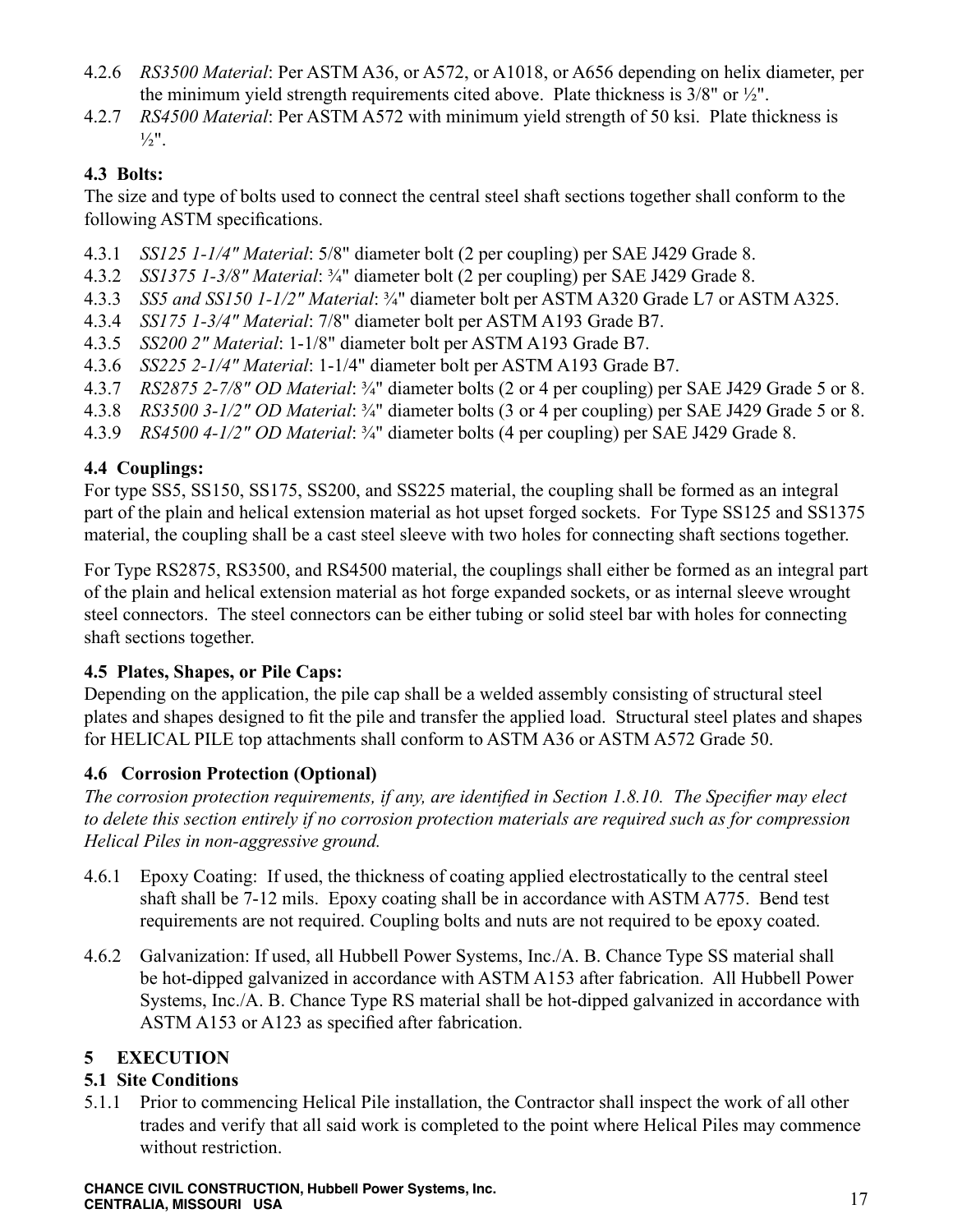4.2.6 *RS3500 Material*: Per ASTM A36, or A572, or A1018, or A656 depending on helix diameter, per the minimum yield strength requirements cited above. Plate thickness is 3/8" or ½".

4.2.7 *RS4500 Material*: Per ASTM A572 with minimum yield strength of 50 ksi. Plate thickness is ½".

### 4.3 Bolts:

The size and type of bolts used to connect the central steel shaft sections together shall conform to the following ASTM specifications.

4.3.1 *SS125 1-1/4" Material*: 5/8" diameter bolt (2 per coupling) per SAE J429 Grade 8.

4.3.2 *SS1375 1-3/8" Material*: ¾" diameter bolt (2 per coupling) per SAE J429 Grade 8.

4.3.3 *SS5 and SS150 1-1/2" Material*: ¾" diameter bolt per ASTM A320 Grade L7 or ASTM A325.

4.3.4 *SS175 1-3/4" Material*: 7/8" diameter bolt per ASTM A193 Grade B7.

4.3.5 *SS200 2" Material*: 1-1/8" diameter bolt per ASTM A193 Grade B7.

4.3.6 *SS225 2-1/4" Material*: 1-1/4" diameter bolt per ASTM A193 Grade B7.

4.3.7 *RS2875 2-7/8" OD Material*: ¾" diameter bolts (2 or 4 per coupling) per SAE J429 Grade 5 or 8.

4.3.8 *RS3500 3-1/2" OD Material*: ¾" diameter bolts (3 or 4 per coupling) per SAE J429 Grade 5 or 8.

4.3.9 *RS4500 4-1/2" OD Material*: ¾" diameter bolts (4 per coupling) per SAE J429 Grade 8.

### 4.4 Couplings:

For type SS5, SS150, SS175, SS200, and SS225 material, the coupling shall be formed as an integral part of the plain and helical extension material as hot upset forged sockets. For Type SS125 and SS1375 material, the coupling shall be a cast steel sleeve with two holes for connecting shaft sections together.

For Type RS2875, RS3500, and RS4500 material, the couplings shall either be formed as an integral part of the plain and helical extension material as hot forge expanded sockets, or as internal sleeve wrought steel connectors. The steel connectors can be either tubing or solid steel bar with holes for connecting shaft sections together.

### 4.5 Plates, Shapes, or Pile Caps:

Depending on the application, the pile cap shall be a welded assembly consisting of structural steel plates and shapes designed to fit the pile and transfer the applied load. Structural steel plates and shapes for HELICAL PILE top attachments shall conform to ASTM A36 or ASTM A572 Grade 50.

### 4.6 Corrosion Protection (Optional)

*The corrosion protection requirements, if any, are identified in Section 1.8.10. The Specifier may elect to delete this section entirely if no corrosion protection materials are required such as for compression Helical Piles in non-aggressive ground.*

4.6.1 Epoxy Coating: If used, the thickness of coating applied electrostatically to the central steel shaft shall be 7-12 mils. Epoxy coating shall be in accordance with ASTM A775. Bend test requirements are not required. Coupling bolts and nuts are not required to be epoxy coated.

4.6.2 Galvanization: If used, all Hubbell Power Systems, Inc./A. B. Chance Type SS material shall be hot-dipped galvanized in accordance with ASTM A153 after fabrication. All Hubbell Power Systems, Inc./A. B. Chance Type RS material shall be hot-dipped galvanized in accordance with ASTM A153 or A123 as specified after fabrication.

## 5 EXECUTION

### 5.1 Site Conditions

5.1.1 Prior to commencing Helical Pile installation, the Contractor shall inspect the work of all other trades and verify that all said work is completed to the point where Helical Piles may commence without restriction.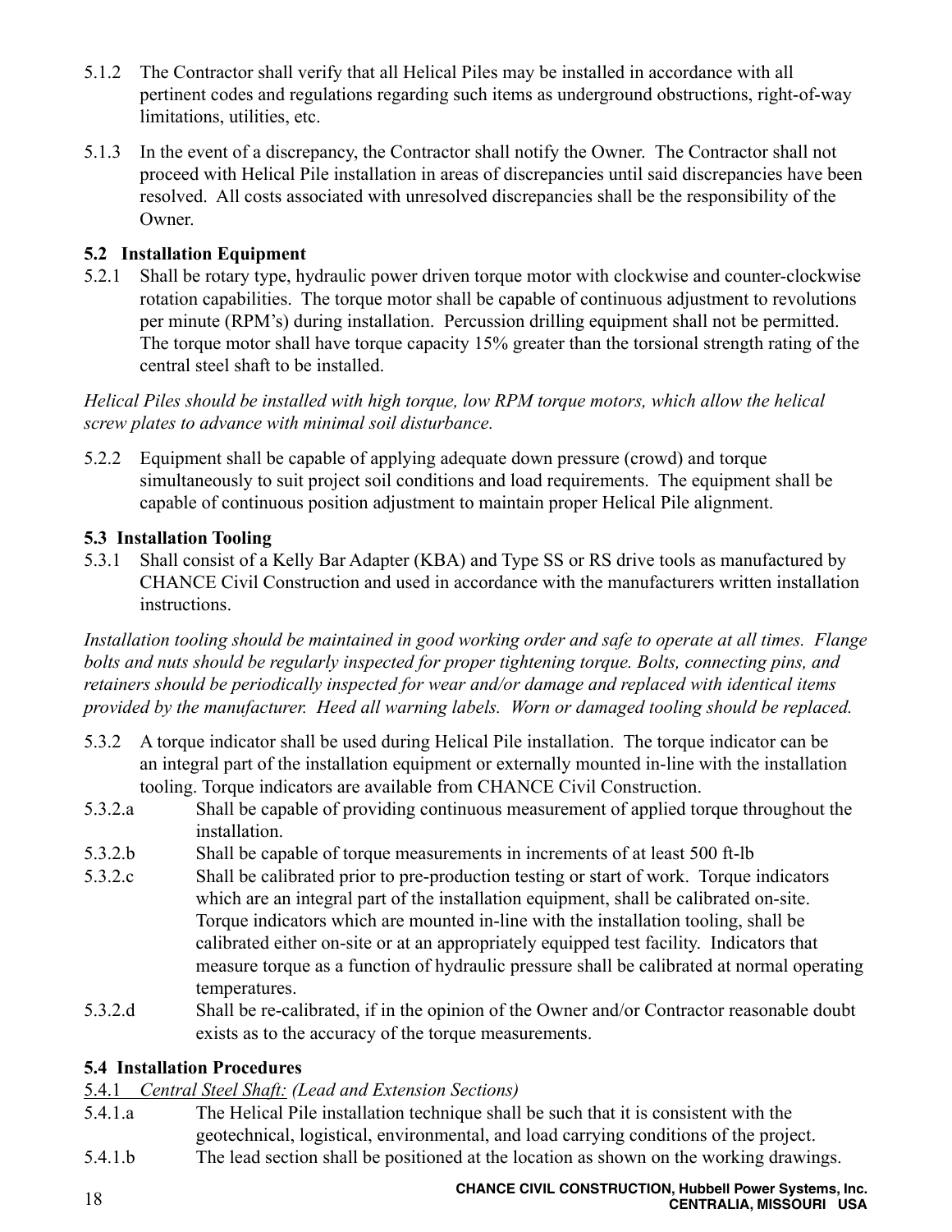5.1.2 The Contractor shall verify that all Helical Piles may be installed in accordance with all pertinent codes and regulations regarding such items as underground obstructions, right-of-way limitations, utilities, etc.

5.1.3 In the event of a discrepancy, the Contractor shall notify the Owner. The Contractor shall not proceed with Helical Pile installation in areas of discrepancies until said discrepancies have been resolved. All costs associated with unresolved discrepancies shall be the responsibility of the Owner.

**5.2 Installation Equipment**

5.2.1 Shall be rotary type, hydraulic power driven torque motor with clockwise and counter-clockwise rotation capabilities. The torque motor shall be capable of continuous adjustment to revolutions per minute (RPM's) during installation. Percussion drilling equipment shall not be permitted. The torque motor shall have torque capacity 15% greater than the torsional strength rating of the central steel shaft to be installed.

*Helical Piles should be installed with high torque, low RPM torque motors, which allow the helical screw plates to advance with minimal soil disturbance.*

5.2.2 Equipment shall be capable of applying adequate down pressure (crowd) and torque simultaneously to suit project soil conditions and load requirements. The equipment shall be capable of continuous position adjustment to maintain proper Helical Pile alignment.

**5.3 Installation Tooling**

5.3.1 Shall consist of a Kelly Bar Adapter (KBA) and Type SS or RS drive tools as manufactured by CHANCE Civil Construction and used in accordance with the manufacturers written installation instructions.

*Installation tooling should be maintained in good working order and safe to operate at all times. Flange bolts and nuts should be regularly inspected for proper tightening torque. Bolts, connecting pins, and retainers should be periodically inspected for wear and/or damage and replaced with identical items provided by the manufacturer. Heed all warning labels. Worn or damaged tooling should be replaced.*

5.3.2 A torque indicator shall be used during Helical Pile installation. The torque indicator can be an integral part of the installation equipment or externally mounted in-line with the installation tooling. Torque indicators are available from CHANCE Civil Construction.

5.3.2.a Shall be capable of providing continuous measurement of applied torque throughout the installation.

5.3.2.b Shall be capable of torque measurements in increments of at least 500 ft-lb

5.3.2.c Shall be calibrated prior to pre-production testing or start of work. Torque indicators which are an integral part of the installation equipment, shall be calibrated on-site. Torque indicators which are mounted in-line with the installation tooling, shall be calibrated either on-site or at an appropriately equipped test facility. Indicators that measure torque as a function of hydraulic pressure shall be calibrated at normal operating temperatures.

5.3.2.d Shall be re-calibrated, if in the opinion of the Owner and/or Contractor reasonable doubt exists as to the accuracy of the torque measurements.

**5.4 Installation Procedures**

<u>5.4.1</u> <u>*Central Steel Shaft:*</u> *(Lead and Extension Sections)*

5.4.1.a The Helical Pile installation technique shall be such that it is consistent with the geotechnical, logistical, environmental, and load carrying conditions of the project.

5.4.1.b The lead section shall be positioned at the location as shown on the working drawings.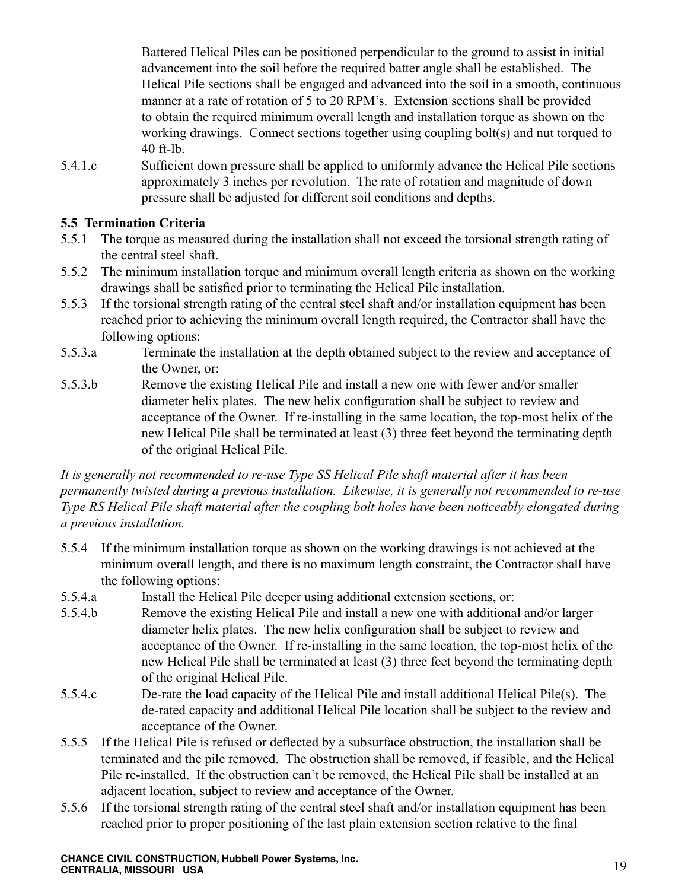Battered Helical Piles can be positioned perpendicular to the ground to assist in initial advancement into the soil before the required batter angle shall be established. The Helical Pile sections shall be engaged and advanced into the soil in a smooth, continuous manner at a rate of rotation of 5 to 20 RPM's. Extension sections shall be provided to obtain the required minimum overall length and installation torque as shown on the working drawings. Connect sections together using coupling bolt(s) and nut torqued to 40 ft-lb.

5.4.1.c Sufficient down pressure shall be applied to uniformly advance the Helical Pile sections approximately 3 inches per revolution. The rate of rotation and magnitude of down pressure shall be adjusted for different soil conditions and depths.

**5.5 Termination Criteria**

5.5.1 The torque as measured during the installation shall not exceed the torsional strength rating of the central steel shaft.

5.5.2 The minimum installation torque and minimum overall length criteria as shown on the working drawings shall be satisfied prior to terminating the Helical Pile installation.

5.5.3 If the torsional strength rating of the central steel shaft and/or installation equipment has been reached prior to achieving the minimum overall length required, the Contractor shall have the following options:

5.5.3.a Terminate the installation at the depth obtained subject to the review and acceptance of the Owner, or:

5.5.3.b Remove the existing Helical Pile and install a new one with fewer and/or smaller diameter helix plates. The new helix configuration shall be subject to review and acceptance of the Owner. If re-installing in the same location, the top-most helix of the new Helical Pile shall be terminated at least (3) three feet beyond the terminating depth of the original Helical Pile.

*It is generally not recommended to re-use Type SS Helical Pile shaft material after it has been permanently twisted during a previous installation. Likewise, it is generally not recommended to re-use Type RS Helical Pile shaft material after the coupling bolt holes have been noticeably elongated during a previous installation.*

5.5.4 If the minimum installation torque as shown on the working drawings is not achieved at the minimum overall length, and there is no maximum length constraint, the Contractor shall have the following options:

5.5.4.a Install the Helical Pile deeper using additional extension sections, or:

5.5.4.b Remove the existing Helical Pile and install a new one with additional and/or larger diameter helix plates. The new helix configuration shall be subject to review and acceptance of the Owner. If re-installing in the same location, the top-most helix of the new Helical Pile shall be terminated at least (3) three feet beyond the terminating depth of the original Helical Pile.

5.5.4.c De-rate the load capacity of the Helical Pile and install additional Helical Pile(s). The de-rated capacity and additional Helical Pile location shall be subject to the review and acceptance of the Owner.

5.5.5 If the Helical Pile is refused or deflected by a subsurface obstruction, the installation shall be terminated and the pile removed. The obstruction shall be removed, if feasible, and the Helical Pile re-installed. If the obstruction can't be removed, the Helical Pile shall be installed at an adjacent location, subject to review and acceptance of the Owner.

5.5.6 If the torsional strength rating of the central steel shaft and/or installation equipment has been reached prior to proper positioning of the last plain extension section relative to the final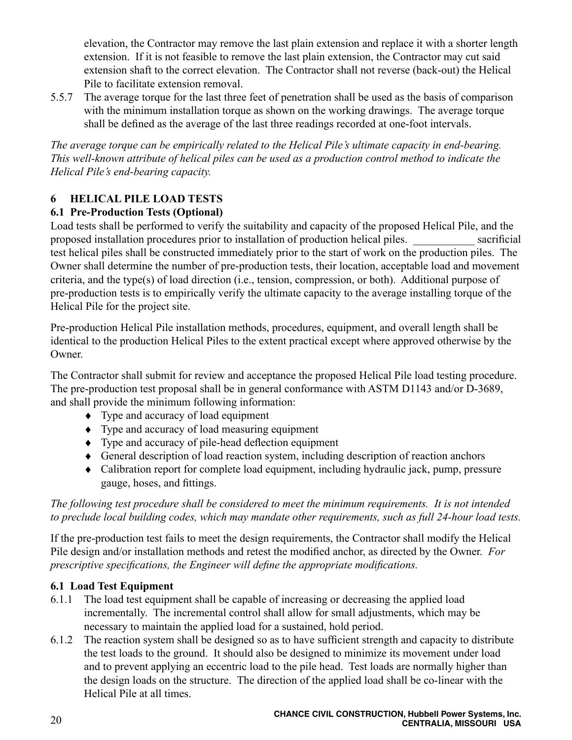elevation, the Contractor may remove the last plain extension and replace it with a shorter length extension. If it is not feasible to remove the last plain extension, the Contractor may cut said extension shaft to the correct elevation. The Contractor shall not reverse (back-out) the Helical Pile to facilitate extension removal.

5.5.7 The average torque for the last three feet of penetration shall be used as the basis of comparison with the minimum installation torque as shown on the working drawings. The average torque shall be defined as the average of the last three readings recorded at one-foot intervals.

*The average torque can be empirically related to the Helical Pile's ultimate capacity in end-bearing. This well-known attribute of helical piles can be used as a production control method to indicate the Helical Pile's end-bearing capacity.*

## 6 HELICAL PILE LOAD TESTS

### 6.1 Pre-Production Tests (Optional)

Load tests shall be performed to verify the suitability and capacity of the proposed Helical Pile, and the proposed installation procedures prior to installation of production helical piles. ___________ sacrificial test helical piles shall be constructed immediately prior to the start of work on the production piles. The Owner shall determine the number of pre-production tests, their location, acceptable load and movement criteria, and the type(s) of load direction (i.e., tension, compression, or both). Additional purpose of pre-production tests is to empirically verify the ultimate capacity to the average installing torque of the Helical Pile for the project site.

Pre-production Helical Pile installation methods, procedures, equipment, and overall length shall be identical to the production Helical Piles to the extent practical except where approved otherwise by the Owner.

The Contractor shall submit for review and acceptance the proposed Helical Pile load testing procedure. The pre-production test proposal shall be in general conformance with ASTM D1143 and/or D-3689, and shall provide the minimum following information:

- Type and accuracy of load equipment
- Type and accuracy of load measuring equipment
- Type and accuracy of pile-head deflection equipment
- General description of load reaction system, including description of reaction anchors
- Calibration report for complete load equipment, including hydraulic jack, pump, pressure gauge, hoses, and fittings.

*The following test procedure shall be considered to meet the minimum requirements. It is not intended to preclude local building codes, which may mandate other requirements, such as full 24-hour load tests.*

If the pre-production test fails to meet the design requirements, the Contractor shall modify the Helical Pile design and/or installation methods and retest the modified anchor, as directed by the Owner. *For prescriptive specifications, the Engineer will define the appropriate modifications.*

### 6.1 Load Test Equipment

6.1.1 The load test equipment shall be capable of increasing or decreasing the applied load incrementally. The incremental control shall allow for small adjustments, which may be necessary to maintain the applied load for a sustained, hold period.

6.1.2 The reaction system shall be designed so as to have sufficient strength and capacity to distribute the test loads to the ground. It should also be designed to minimize its movement under load and to prevent applying an eccentric load to the pile head. Test loads are normally higher than the design loads on the structure. The direction of the applied load shall be co-linear with the Helical Pile at all times.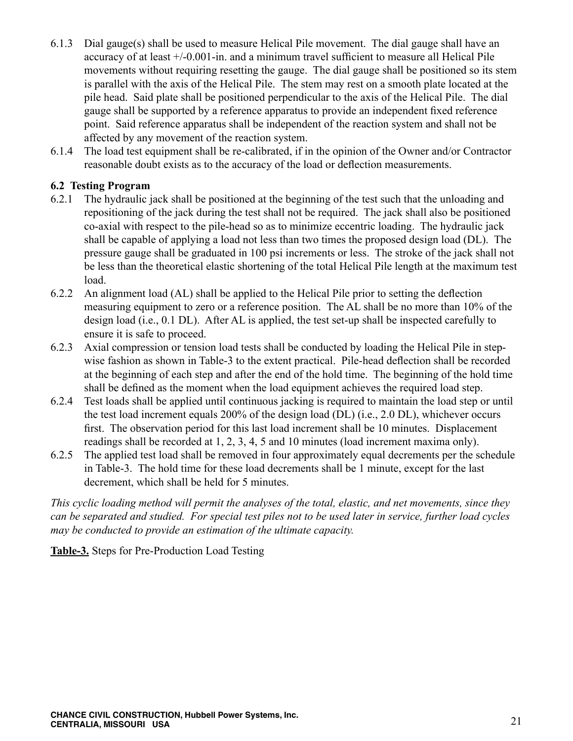6.1.3 Dial gauge(s) shall be used to measure Helical Pile movement. The dial gauge shall have an accuracy of at least +/-0.001-in. and a minimum travel sufficient to measure all Helical Pile movements without requiring resetting the gauge. The dial gauge shall be positioned so its stem is parallel with the axis of the Helical Pile. The stem may rest on a smooth plate located at the pile head. Said plate shall be positioned perpendicular to the axis of the Helical Pile. The dial gauge shall be supported by a reference apparatus to provide an independent fixed reference point. Said reference apparatus shall be independent of the reaction system and shall not be affected by any movement of the reaction system.

6.1.4 The load test equipment shall be re-calibrated, if in the opinion of the Owner and/or Contractor reasonable doubt exists as to the accuracy of the load or deflection measurements.

### 6.2 Testing Program

6.2.1 The hydraulic jack shall be positioned at the beginning of the test such that the unloading and repositioning of the jack during the test shall not be required. The jack shall also be positioned co-axial with respect to the pile-head so as to minimize eccentric loading. The hydraulic jack shall be capable of applying a load not less than two times the proposed design load (DL). The pressure gauge shall be graduated in 100 psi increments or less. The stroke of the jack shall not be less than the theoretical elastic shortening of the total Helical Pile length at the maximum test load.

6.2.2 An alignment load (AL) shall be applied to the Helical Pile prior to setting the deflection measuring equipment to zero or a reference position. The AL shall be no more than 10% of the design load (i.e., 0.1 DL). After AL is applied, the test set-up shall be inspected carefully to ensure it is safe to proceed.

6.2.3 Axial compression or tension load tests shall be conducted by loading the Helical Pile in step-wise fashion as shown in Table-3 to the extent practical. Pile-head deflection shall be recorded at the beginning of each step and after the end of the hold time. The beginning of the hold time shall be defined as the moment when the load equipment achieves the required load step.

6.2.4 Test loads shall be applied until continuous jacking is required to maintain the load step or until the test load increment equals 200% of the design load (DL) (i.e., 2.0 DL), whichever occurs first. The observation period for this last load increment shall be 10 minutes. Displacement readings shall be recorded at 1, 2, 3, 4, 5 and 10 minutes (load increment maxima only).

6.2.5 The applied test load shall be removed in four approximately equal decrements per the schedule in Table-3. The hold time for these load decrements shall be 1 minute, except for the last decrement, which shall be held for 5 minutes.

*This cyclic loading method will permit the analyses of the total, elastic, and net movements, since they can be separated and studied. For special test piles not to be used later in service, further load cycles may be conducted to provide an estimation of the ultimate capacity.*

**Table-3.** Steps for Pre-Production Load Testing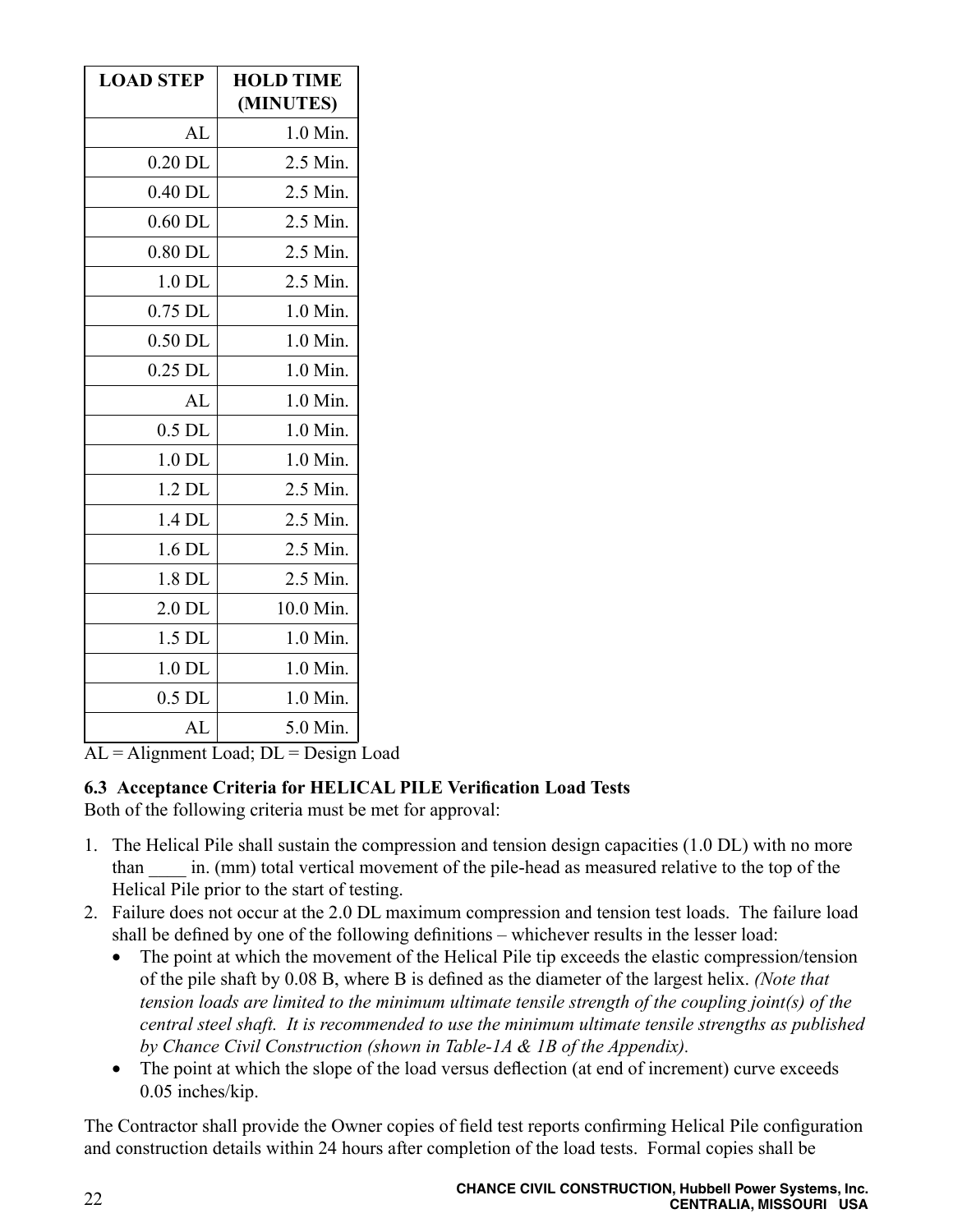| LOAD STEP | HOLD TIME (MINUTES) |
|---:|---:|
| AL | 1.0 Min. |
| 0.20 DL | 2.5 Min. |
| 0.40 DL | 2.5 Min. |
| 0.60 DL | 2.5 Min. |
| 0.80 DL | 2.5 Min. |
| 1.0 DL | 2.5 Min. |
| 0.75 DL | 1.0 Min. |
| 0.50 DL | 1.0 Min. |
| 0.25 DL | 1.0 Min. |
| AL | 1.0 Min. |
| 0.5 DL | 1.0 Min. |
| 1.0 DL | 1.0 Min. |
| 1.2 DL | 2.5 Min. |
| 1.4 DL | 2.5 Min. |
| 1.6 DL | 2.5 Min. |
| 1.8 DL | 2.5 Min. |
| 2.0 DL | 10.0 Min. |
| 1.5 DL | 1.0 Min. |
| 1.0 DL | 1.0 Min. |
| 0.5 DL | 1.0 Min. |
| AL | 5.0 Min. |

AL = Alignment Load; DL = Design Load

**6.3 Acceptance Criteria for HELICAL PILE Verification Load Tests**

Both of the following criteria must be met for approval:

1. The Helical Pile shall sustain the compression and tension design capacities (1.0 DL) with no more than ____ in. (mm) total vertical movement of the pile-head as measured relative to the top of the Helical Pile prior to the start of testing.
2. Failure does not occur at the 2.0 DL maximum compression and tension test loads. The failure load shall be defined by one of the following definitions – whichever results in the lesser load:
   - The point at which the movement of the Helical Pile tip exceeds the elastic compression/tension of the pile shaft by 0.08 B, where B is defined as the diameter of the largest helix. *(Note that tension loads are limited to the minimum ultimate tensile strength of the coupling joint(s) of the central steel shaft. It is recommended to use the minimum ultimate tensile strengths as published by Chance Civil Construction (shown in Table-1A & 1B of the Appendix).*
   - The point at which the slope of the load versus deflection (at end of increment) curve exceeds 0.05 inches/kip.

The Contractor shall provide the Owner copies of field test reports confirming Helical Pile configuration and construction details within 24 hours after completion of the load tests. Formal copies shall be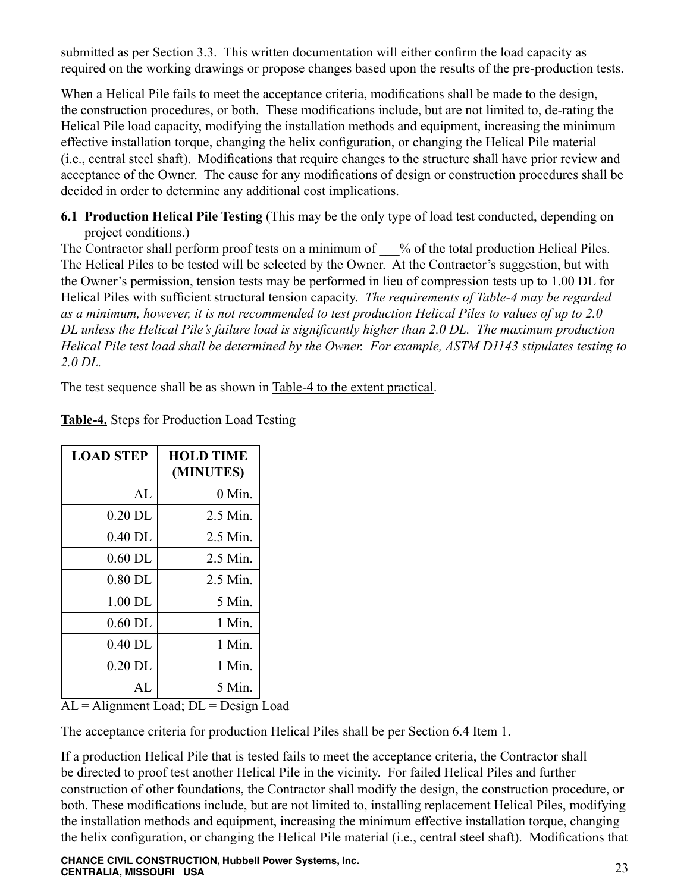submitted as per Section 3.3. This written documentation will either confirm the load capacity as required on the working drawings or propose changes based upon the results of the pre-production tests.

When a Helical Pile fails to meet the acceptance criteria, modifications shall be made to the design, the construction procedures, or both. These modifications include, but are not limited to, de-rating the Helical Pile load capacity, modifying the installation methods and equipment, increasing the minimum effective installation torque, changing the helix configuration, or changing the Helical Pile material (i.e., central steel shaft). Modifications that require changes to the structure shall have prior review and acceptance of the Owner. The cause for any modifications of design or construction procedures shall be decided in order to determine any additional cost implications.

**6.1 Production Helical Pile Testing** (This may be the only type of load test conducted, depending on project conditions.)

The Contractor shall perform proof tests on a minimum of ___% of the total production Helical Piles. The Helical Piles to be tested will be selected by the Owner. At the Contractor's suggestion, but with the Owner's permission, tension tests may be performed in lieu of compression tests up to 1.00 DL for Helical Piles with sufficient structural tension capacity. *The requirements of Table-4 may be regarded as a minimum, however, it is not recommended to test production Helical Piles to values of up to 2.0 DL unless the Helical Pile's failure load is significantly higher than 2.0 DL. The maximum production Helical Pile test load shall be determined by the Owner. For example, ASTM D1143 stipulates testing to 2.0 DL.*

The test sequence shall be as shown in Table-4 to the extent practical.

**Table-4.** Steps for Production Load Testing

| LOAD STEP | HOLD TIME (MINUTES) |
|---|---|
| AL | 0 Min. |
| 0.20 DL | 2.5 Min. |
| 0.40 DL | 2.5 Min. |
| 0.60 DL | 2.5 Min. |
| 0.80 DL | 2.5 Min. |
| 1.00 DL | 5 Min. |
| 0.60 DL | 1 Min. |
| 0.40 DL | 1 Min. |
| 0.20 DL | 1 Min. |
| AL | 5 Min. |

AL = Alignment Load; DL = Design Load

The acceptance criteria for production Helical Piles shall be per Section 6.4 Item 1.

If a production Helical Pile that is tested fails to meet the acceptance criteria, the Contractor shall be directed to proof test another Helical Pile in the vicinity. For failed Helical Piles and further construction of other foundations, the Contractor shall modify the design, the construction procedure, or both. These modifications include, but are not limited to, installing replacement Helical Piles, modifying the installation methods and equipment, increasing the minimum effective installation torque, changing the helix configuration, or changing the Helical Pile material (i.e., central steel shaft). Modifications that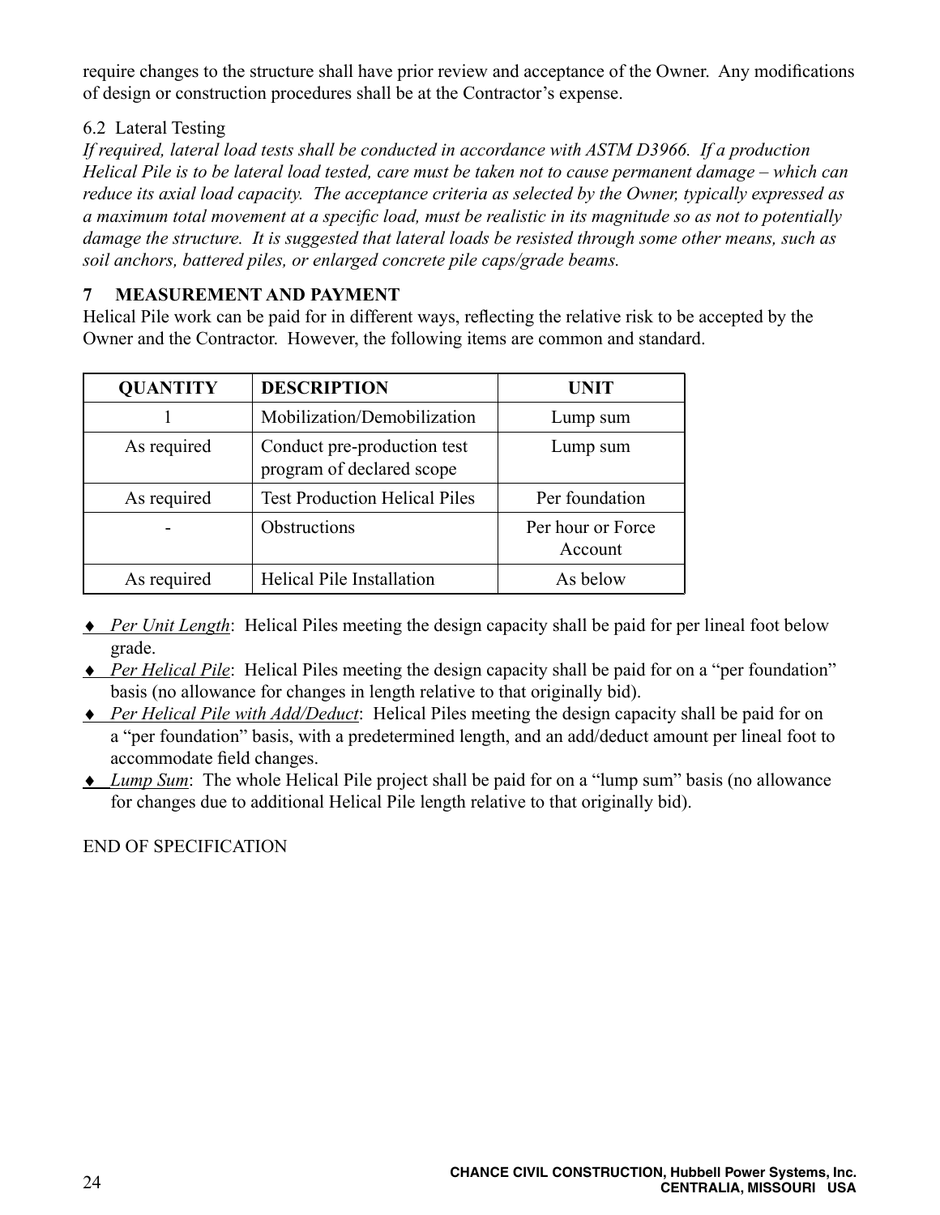require changes to the structure shall have prior review and acceptance of the Owner. Any modifications of design or construction procedures shall be at the Contractor's expense.

6.2 Lateral Testing

*If required, lateral load tests shall be conducted in accordance with ASTM D3966. If a production Helical Pile is to be lateral load tested, care must be taken not to cause permanent damage – which can reduce its axial load capacity. The acceptance criteria as selected by the Owner, typically expressed as a maximum total movement at a specific load, must be realistic in its magnitude so as not to potentially damage the structure. It is suggested that lateral loads be resisted through some other means, such as soil anchors, battered piles, or enlarged concrete pile caps/grade beams.*

## 7 MEASUREMENT AND PAYMENT

Helical Pile work can be paid for in different ways, reflecting the relative risk to be accepted by the Owner and the Contractor. However, the following items are common and standard.

| QUANTITY | DESCRIPTION | UNIT |
|---|---|---|
| 1 | Mobilization/Demobilization | Lump sum |
| As required | Conduct pre-production test program of declared scope | Lump sum |
| As required | Test Production Helical Piles | Per foundation |
| - | Obstructions | Per hour or Force Account |
| As required | Helical Pile Installation | As below |

- ♦ *Per Unit Length*: Helical Piles meeting the design capacity shall be paid for per lineal foot below grade.
- ♦ *Per Helical Pile*: Helical Piles meeting the design capacity shall be paid for on a "per foundation" basis (no allowance for changes in length relative to that originally bid).
- ♦ *Per Helical Pile with Add/Deduct*: Helical Piles meeting the design capacity shall be paid for on a "per foundation" basis, with a predetermined length, and an add/deduct amount per lineal foot to accommodate field changes.
- ♦ *Lump Sum*: The whole Helical Pile project shall be paid for on a "lump sum" basis (no allowance for changes due to additional Helical Pile length relative to that originally bid).

END OF SPECIFICATION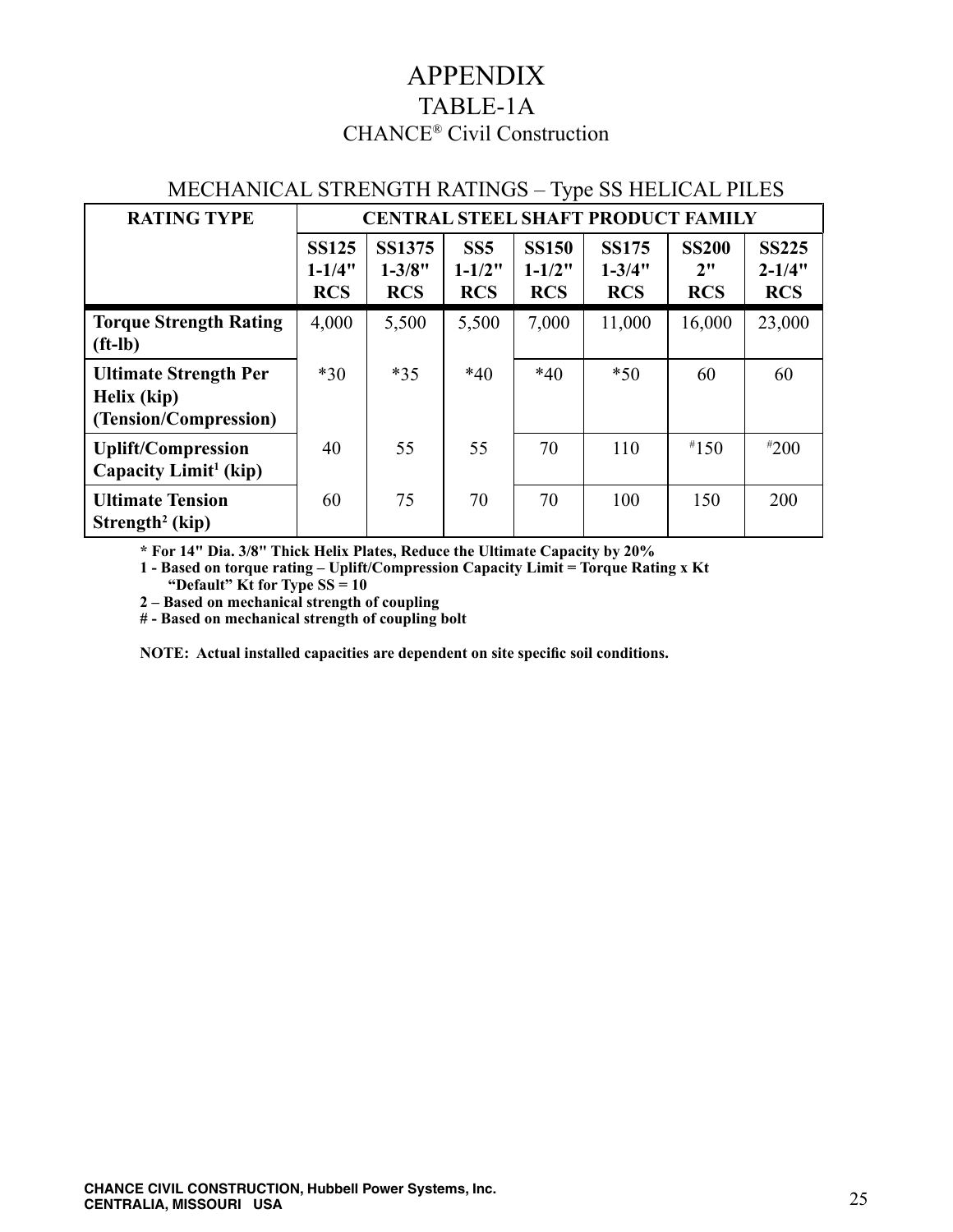# APPENDIX

## TABLE-1A

### CHANCE® Civil Construction

MECHANICAL STRENGTH RATINGS – Type SS HELICAL PILES

| RATING TYPE | CENTRAL STEEL SHAFT PRODUCT FAMILY | | | | | | |
|---|---|---|---|---|---|---|---|
| | **SS125 1-1/4" RCS** | **SS1375 1-3/8" RCS** | **SS5 1-1/2" RCS** | **SS150 1-1/2" RCS** | **SS175 1-3/4" RCS** | **SS200 2" RCS** | **SS225 2-1/4" RCS** |
| **Torque Strength Rating (ft-lb)** | 4,000 | 5,500 | 5,500 | 7,000 | 11,000 | 16,000 | 23,000 |
| **Ultimate Strength Per Helix (kip) (Tension/Compression)** | *30 | *35 | *40 | *40 | *50 | 60 | 60 |
| **Uplift/Compression Capacity Limit[1] (kip)** | 40 | 55 | 55 | 70 | 110 | #150 | #200 |
| **Ultimate Tension Strength[2] (kip)** | 60 | 75 | 70 | 70 | 100 | 150 | 200 |

**\* For 14" Dia. 3/8" Thick Helix Plates, Reduce the Ultimate Capacity by 20%**

**1 - Based on torque rating – Uplift/Compression Capacity Limit = Torque Rating x Kt**
**"Default" Kt for Type SS = 10**

**2 – Based on mechanical strength of coupling**

**# - Based on mechanical strength of coupling bolt**

**NOTE: Actual installed capacities are dependent on site specific soil conditions.**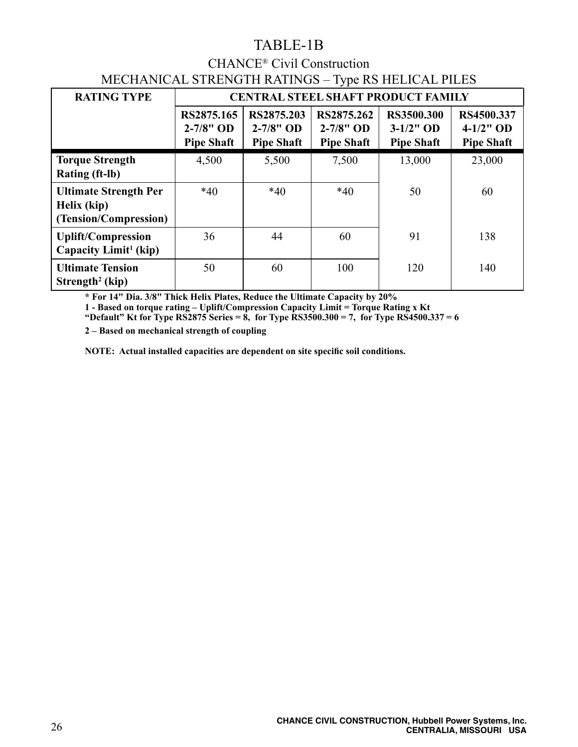# TABLE-1B

## CHANCE® Civil Construction

## MECHANICAL STRENGTH RATINGS – Type RS HELICAL PILES

| RATING TYPE | CENTRAL STEEL SHAFT PRODUCT FAMILY | | | | |
|---|---|---|---|---|---|
| | RS2875.165 2-7/8" OD Pipe Shaft | RS2875.203 2-7/8" OD Pipe Shaft | RS2875.262 2-7/8" OD Pipe Shaft | RS3500.300 3-1/2" OD Pipe Shaft | RS4500.337 4-1/2" OD Pipe Shaft |
| **Torque Strength Rating (ft-lb)** | 4,500 | 5,500 | 7,500 | 13,000 | 23,000 |
| **Ultimate Strength Per Helix (kip) (Tension/Compression)** | *40 | *40 | *40 | 50 | 60 |
| **Uplift/Compression Capacity Limit[1] (kip)** | 36 | 44 | 60 | 91 | 138 |
| **Ultimate Tension Strength[2] (kip)** | 50 | 60 | 100 | 120 | 140 |

**\* For 14" Dia. 3/8" Thick Helix Plates, Reduce the Ultimate Capacity by 20%**
**1 - Based on torque rating – Uplift/Compression Capacity Limit = Torque Rating x Kt**
**"Default" Kt for Type RS2875 Series = 8, for Type RS3500.300 = 7, for Type RS4500.337 = 6**

**2 – Based on mechanical strength of coupling**

**NOTE: Actual installed capacities are dependent on site specific soil conditions.**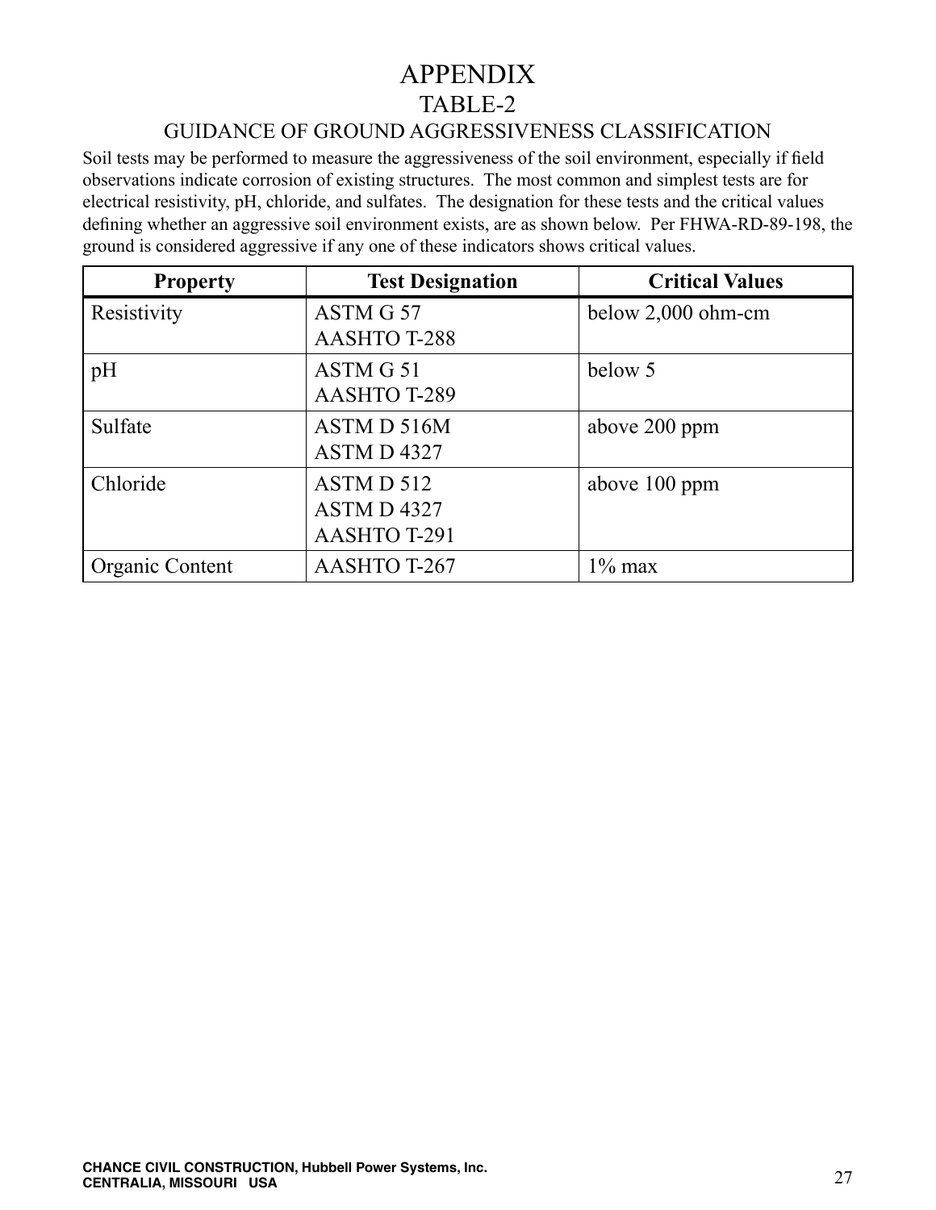# APPENDIX

## TABLE-2

### GUIDANCE OF GROUND AGGRESSIVENESS CLASSIFICATION

Soil tests may be performed to measure the aggressiveness of the soil environment, especially if field observations indicate corrosion of existing structures. The most common and simplest tests are for electrical resistivity, pH, chloride, and sulfates. The designation for these tests and the critical values defining whether an aggressive soil environment exists, are as shown below. Per FHWA-RD-89-198, the ground is considered aggressive if any one of these indicators shows critical values.

| Property | Test Designation | Critical Values |
|---|---|---|
| Resistivity | ASTM G 57<br>AASHTO T-288 | below 2,000 ohm-cm |
| pH | ASTM G 51<br>AASHTO T-289 | below 5 |
| Sulfate | ASTM D 516M<br>ASTM D 4327 | above 200 ppm |
| Chloride | ASTM D 512<br>ASTM D 4327<br>AASHTO T-291 | above 100 ppm |
| Organic Content | AASHTO T-267 | 1% max |

CHANCE CIVIL CONSTRUCTION, Hubbell Power Systems, Inc.
CENTRALIA, MISSOURI USA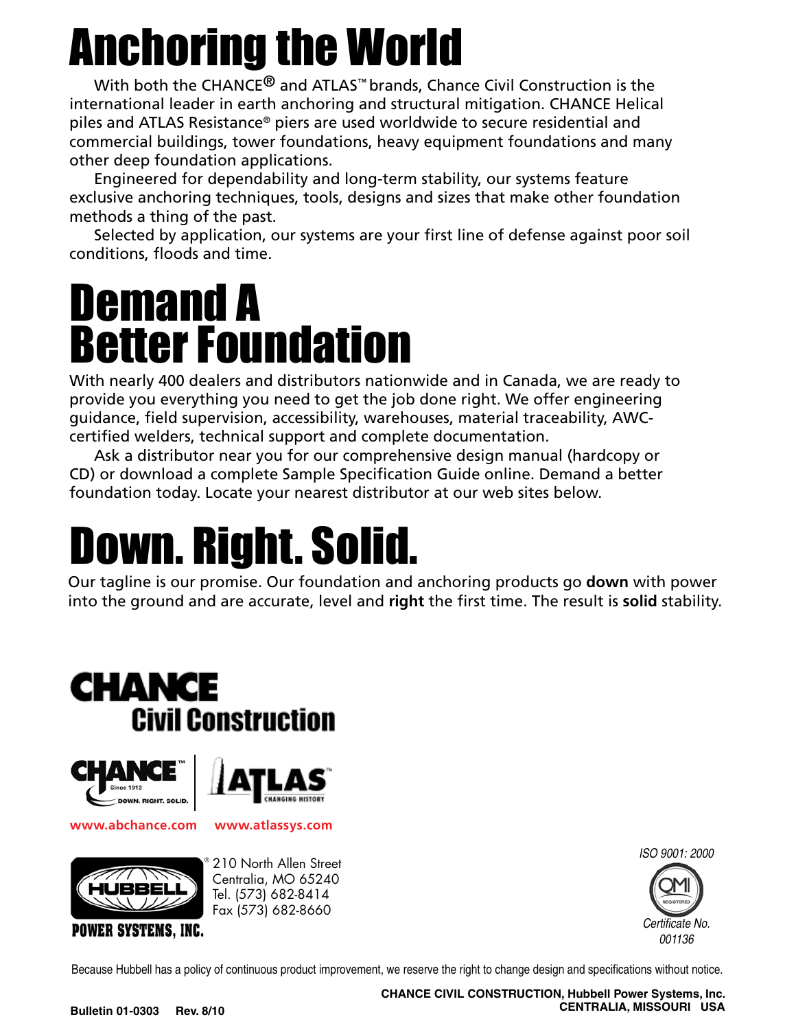# Anchoring the World

With both the CHANCE® and ATLAS™ brands, Chance Civil Construction is the international leader in earth anchoring and structural mitigation. CHANCE Helical piles and ATLAS Resistance® piers are used worldwide to secure residential and commercial buildings, tower foundations, heavy equipment foundations and many other deep foundation applications.

Engineered for dependability and long-term stability, our systems feature exclusive anchoring techniques, tools, designs and sizes that make other foundation methods a thing of the past.

Selected by application, our systems are your first line of defense against poor soil conditions, floods and time.

# Demand A Better Foundation

With nearly 400 dealers and distributors nationwide and in Canada, we are ready to provide you everything you need to get the job done right. We offer engineering guidance, field supervision, accessibility, warehouses, material traceability, AWC-certified welders, technical support and complete documentation.

Ask a distributor near you for our comprehensive design manual (hardcopy or CD) or download a complete Sample Specification Guide online. Demand a better foundation today. Locate your nearest distributor at our web sites below.

# Down. Right. Solid.

Our tagline is our promise. Our foundation and anchoring products go **down** with power into the ground and are accurate, level and **right** the first time. The result is **solid** stability.

CHANCE Civil Construction

CHANCE™ Since 1912 DOWN. RIGHT. SOLID. | ATLAS™ CHANGING HISTORY

**www.abchance.com** **www.atlassys.com**

HUBBELL® POWER SYSTEMS, INC.

210 North Allen Street
Centralia, MO 65240
Tel. (573) 682-8414
Fax (573) 682-8660

*ISO 9001: 2000*

QMI REGISTERED

*Certificate No. 001136*

Because Hubbell has a policy of continuous product improvement, we reserve the right to change design and specifications without notice.

**Bulletin 01-0303 Rev. 8/10**

**CHANCE CIVIL CONSTRUCTION, Hubbell Power Systems, Inc.**
**CENTRALIA, MISSOURI USA**